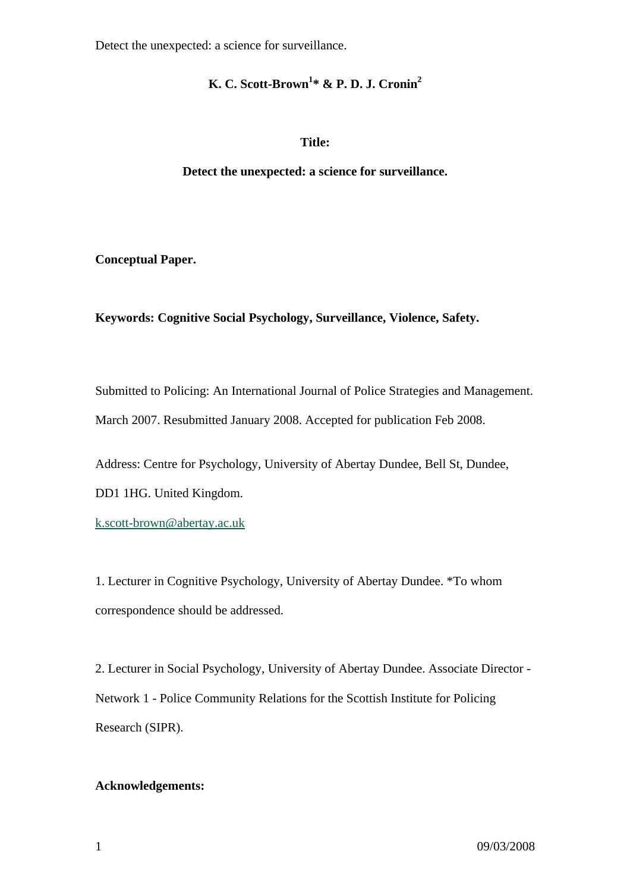Detect the unexpected: a science for surveillance.

**K. C. Scott-Brown[1]* & P. D. J. Cronin[2]**

**Title:**

**Detect the unexpected: a science for surveillance.**

**Conceptual Paper.**

**Keywords: Cognitive Social Psychology, Surveillance, Violence, Safety.**

Submitted to Policing: An International Journal of Police Strategies and Management. March 2007. Resubmitted January 2008. Accepted for publication Feb 2008.

Address: Centre for Psychology, University of Abertay Dundee, Bell St, Dundee, DD1 1HG. United Kingdom.

k.scott-brown@abertay.ac.uk

1. Lecturer in Cognitive Psychology, University of Abertay Dundee. *To whom correspondence should be addressed.

2. Lecturer in Social Psychology, University of Abertay Dundee. Associate Director - Network 1 - Police Community Relations for the Scottish Institute for Policing Research (SIPR).

**Acknowledgements:**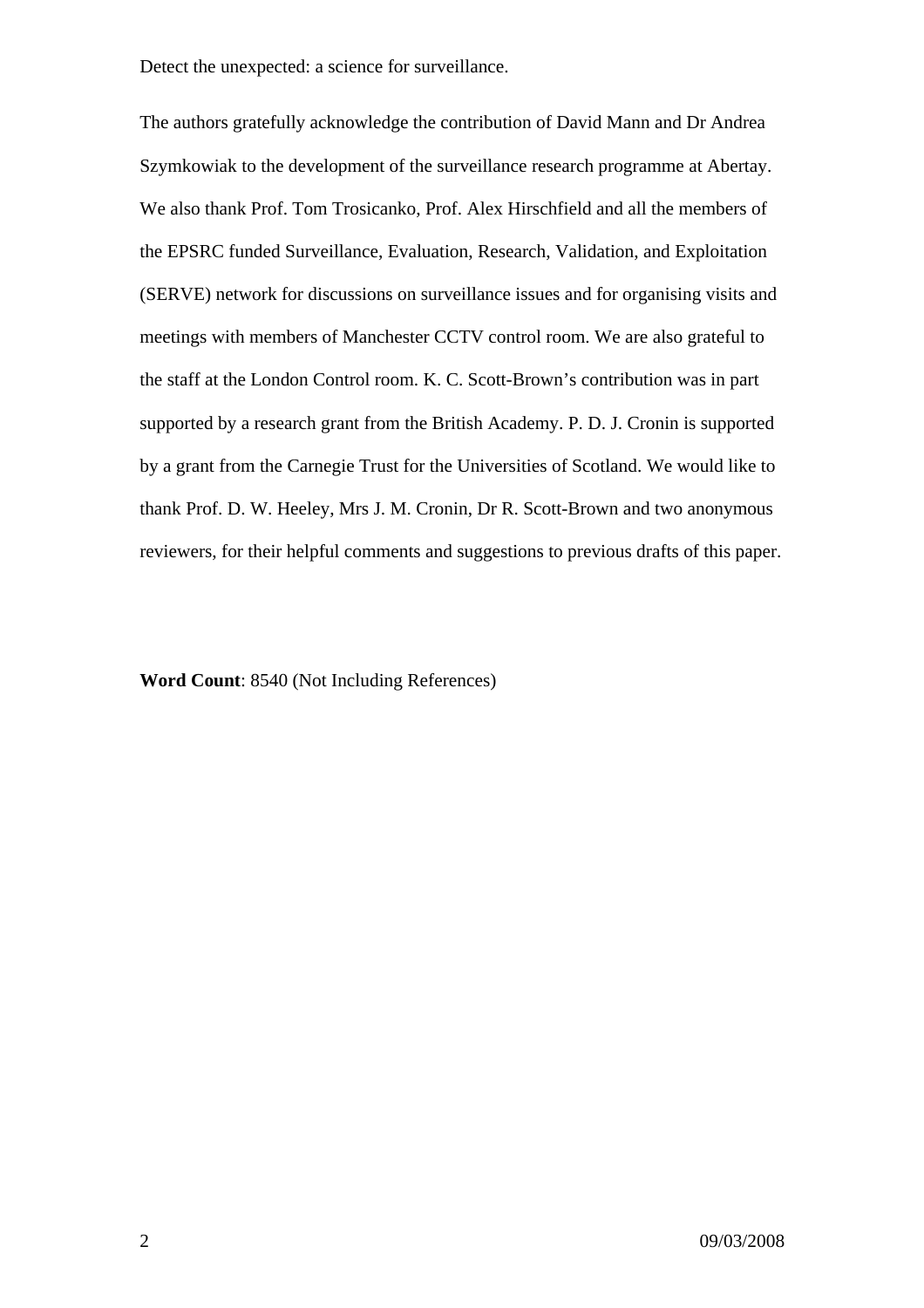Detect the unexpected: a science for surveillance.

The authors gratefully acknowledge the contribution of David Mann and Dr Andrea Szymkowiak to the development of the surveillance research programme at Abertay. We also thank Prof. Tom Trosicanko, Prof. Alex Hirschfield and all the members of the EPSRC funded Surveillance, Evaluation, Research, Validation, and Exploitation (SERVE) network for discussions on surveillance issues and for organising visits and meetings with members of Manchester CCTV control room. We are also grateful to the staff at the London Control room. K. C. Scott-Brown's contribution was in part supported by a research grant from the British Academy. P. D. J. Cronin is supported by a grant from the Carnegie Trust for the Universities of Scotland. We would like to thank Prof. D. W. Heeley, Mrs J. M. Cronin, Dr R. Scott-Brown and two anonymous reviewers, for their helpful comments and suggestions to previous drafts of this paper.

**Word Count**: 8540 (Not Including References)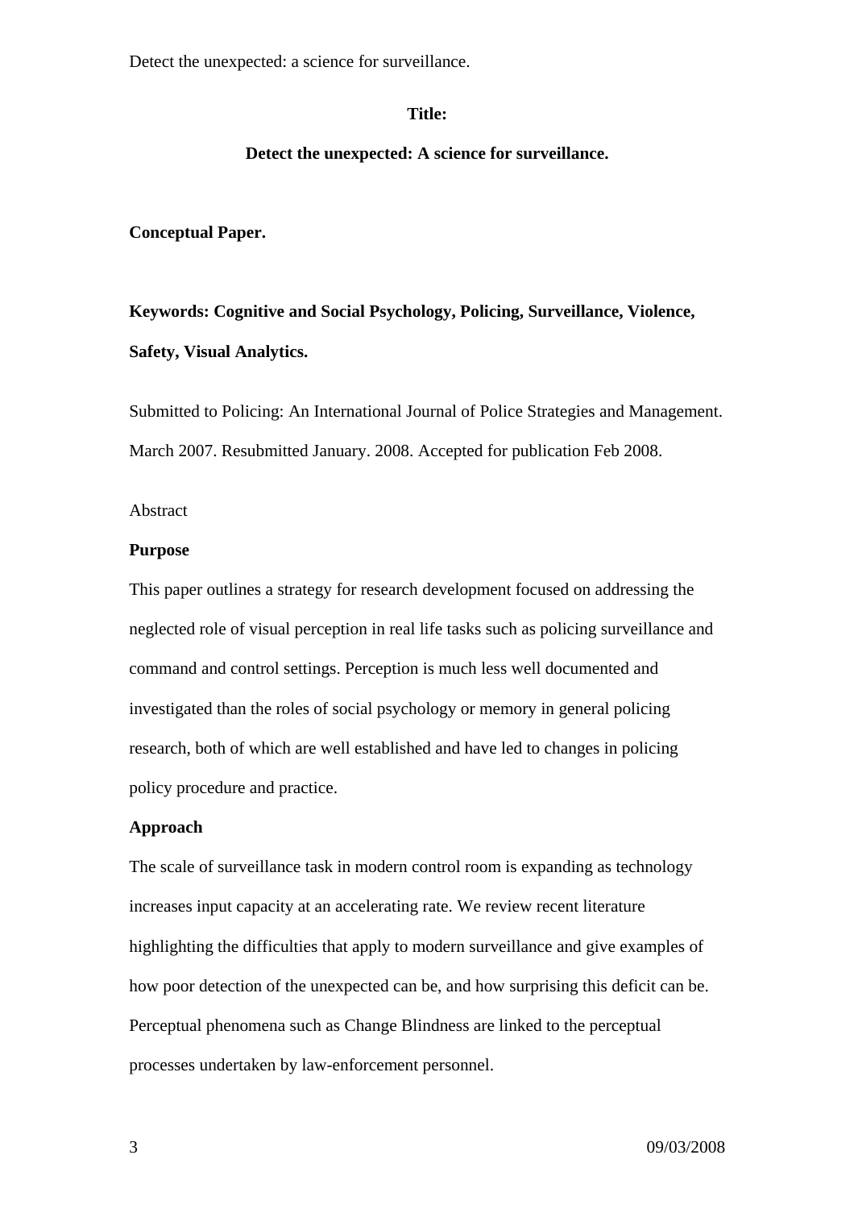**Title:**

**Detect the unexpected: A science for surveillance.**

**Conceptual Paper.**

**Keywords: Cognitive and Social Psychology, Policing, Surveillance, Violence, Safety, Visual Analytics.**

Submitted to Policing: An International Journal of Police Strategies and Management. March 2007. Resubmitted January. 2008. Accepted for publication Feb 2008.

Abstract

**Purpose**

This paper outlines a strategy for research development focused on addressing the neglected role of visual perception in real life tasks such as policing surveillance and command and control settings. Perception is much less well documented and investigated than the roles of social psychology or memory in general policing research, both of which are well established and have led to changes in policing policy procedure and practice.

**Approach**

The scale of surveillance task in modern control room is expanding as technology increases input capacity at an accelerating rate. We review recent literature highlighting the difficulties that apply to modern surveillance and give examples of how poor detection of the unexpected can be, and how surprising this deficit can be. Perceptual phenomena such as Change Blindness are linked to the perceptual processes undertaken by law-enforcement personnel.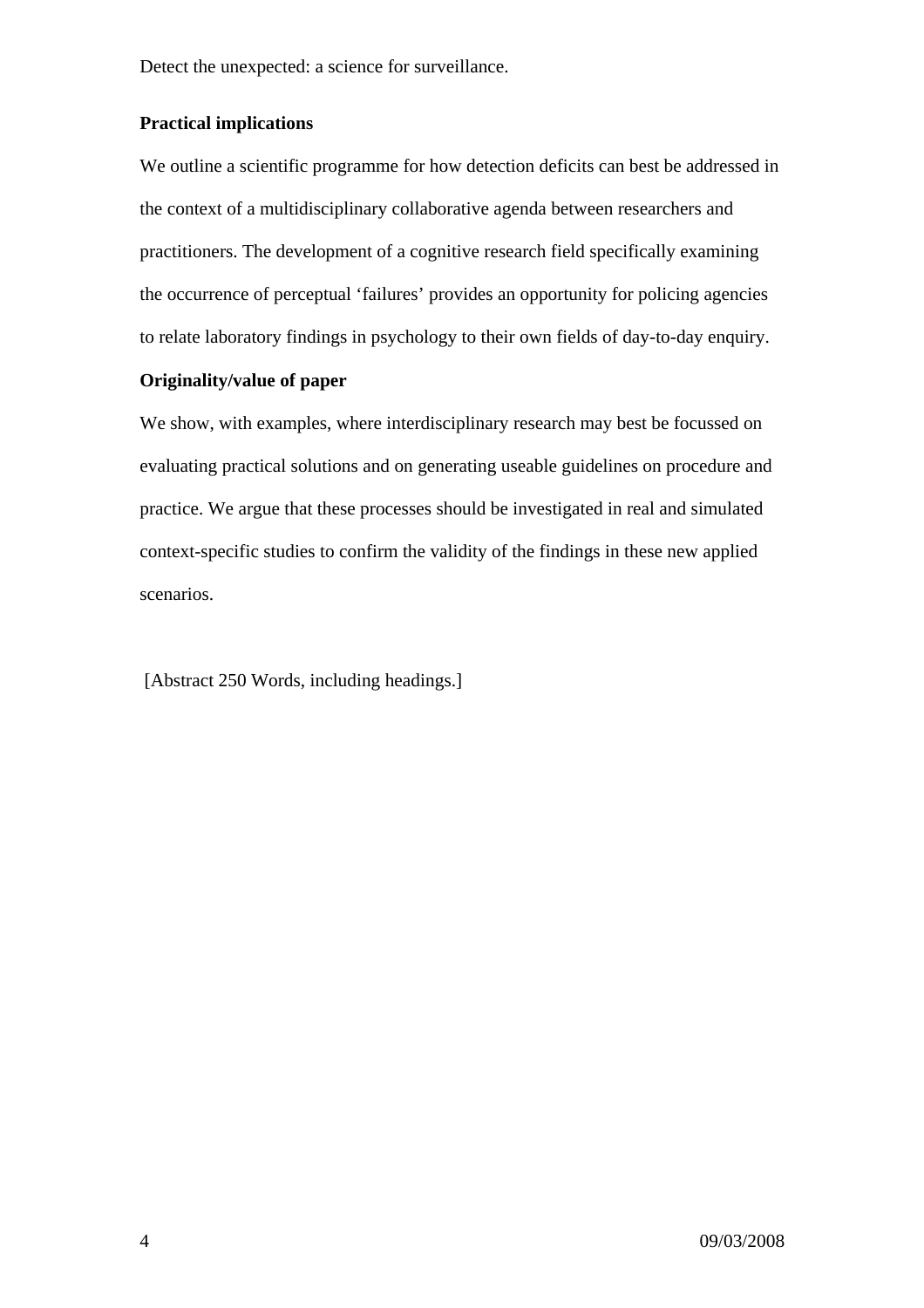Detect the unexpected: a science for surveillance.

**Practical implications**

We outline a scientific programme for how detection deficits can best be addressed in the context of a multidisciplinary collaborative agenda between researchers and practitioners. The development of a cognitive research field specifically examining the occurrence of perceptual 'failures' provides an opportunity for policing agencies to relate laboratory findings in psychology to their own fields of day-to-day enquiry.

**Originality/value of paper**

We show, with examples, where interdisciplinary research may best be focussed on evaluating practical solutions and on generating useable guidelines on procedure and practice. We argue that these processes should be investigated in real and simulated context-specific studies to confirm the validity of the findings in these new applied scenarios.

[Abstract 250 Words, including headings.]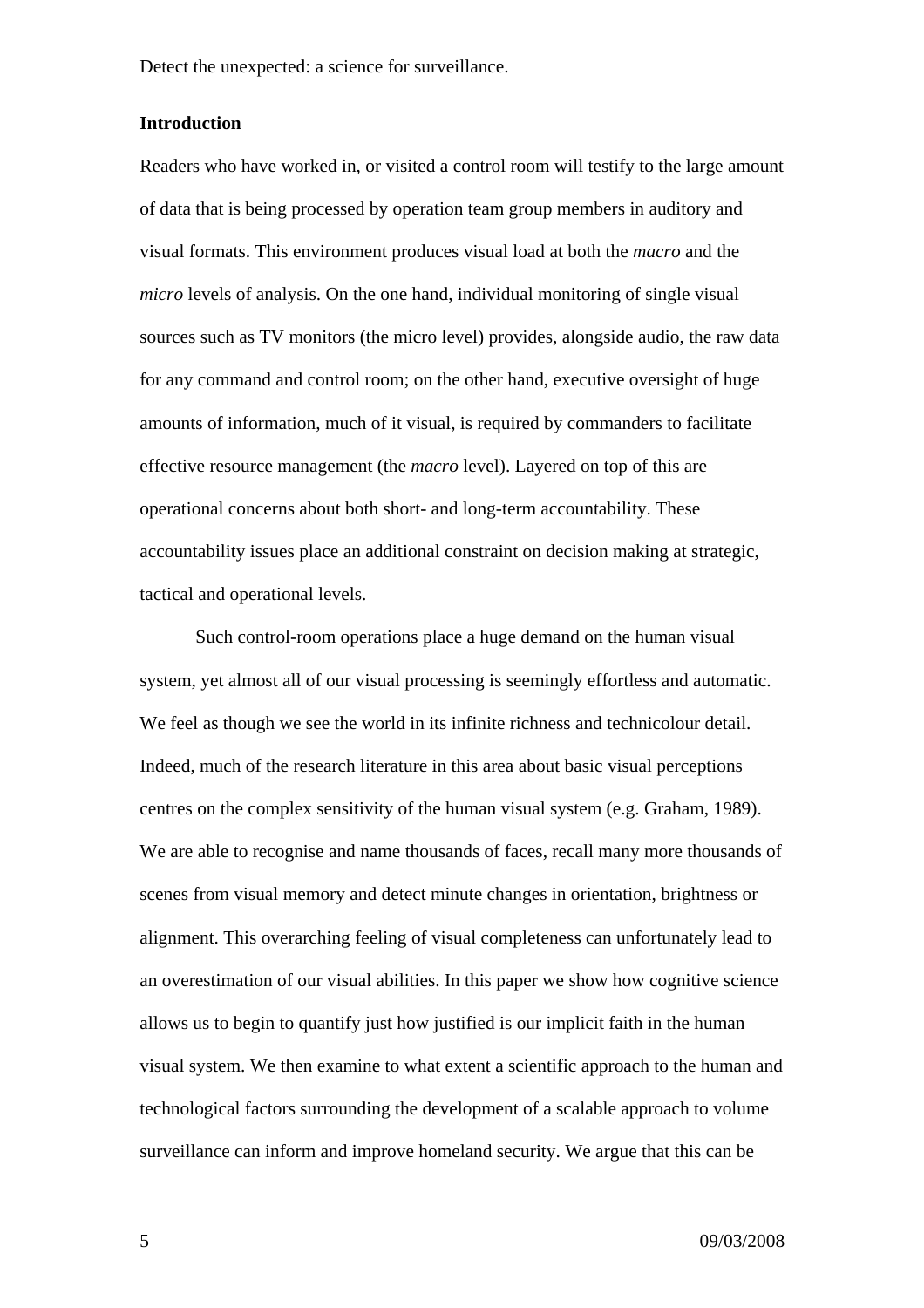Detect the unexpected: a science for surveillance.

## Introduction

Readers who have worked in, or visited a control room will testify to the large amount of data that is being processed by operation team group members in auditory and visual formats. This environment produces visual load at both the *macro* and the *micro* levels of analysis. On the one hand, individual monitoring of single visual sources such as TV monitors (the micro level) provides, alongside audio, the raw data for any command and control room; on the other hand, executive oversight of huge amounts of information, much of it visual, is required by commanders to facilitate effective resource management (the *macro* level). Layered on top of this are operational concerns about both short- and long-term accountability. These accountability issues place an additional constraint on decision making at strategic, tactical and operational levels.

Such control-room operations place a huge demand on the human visual system, yet almost all of our visual processing is seemingly effortless and automatic. We feel as though we see the world in its infinite richness and technicolour detail. Indeed, much of the research literature in this area about basic visual perceptions centres on the complex sensitivity of the human visual system (e.g. Graham, 1989). We are able to recognise and name thousands of faces, recall many more thousands of scenes from visual memory and detect minute changes in orientation, brightness or alignment. This overarching feeling of visual completeness can unfortunately lead to an overestimation of our visual abilities. In this paper we show how cognitive science allows us to begin to quantify just how justified is our implicit faith in the human visual system. We then examine to what extent a scientific approach to the human and technological factors surrounding the development of a scalable approach to volume surveillance can inform and improve homeland security. We argue that this can be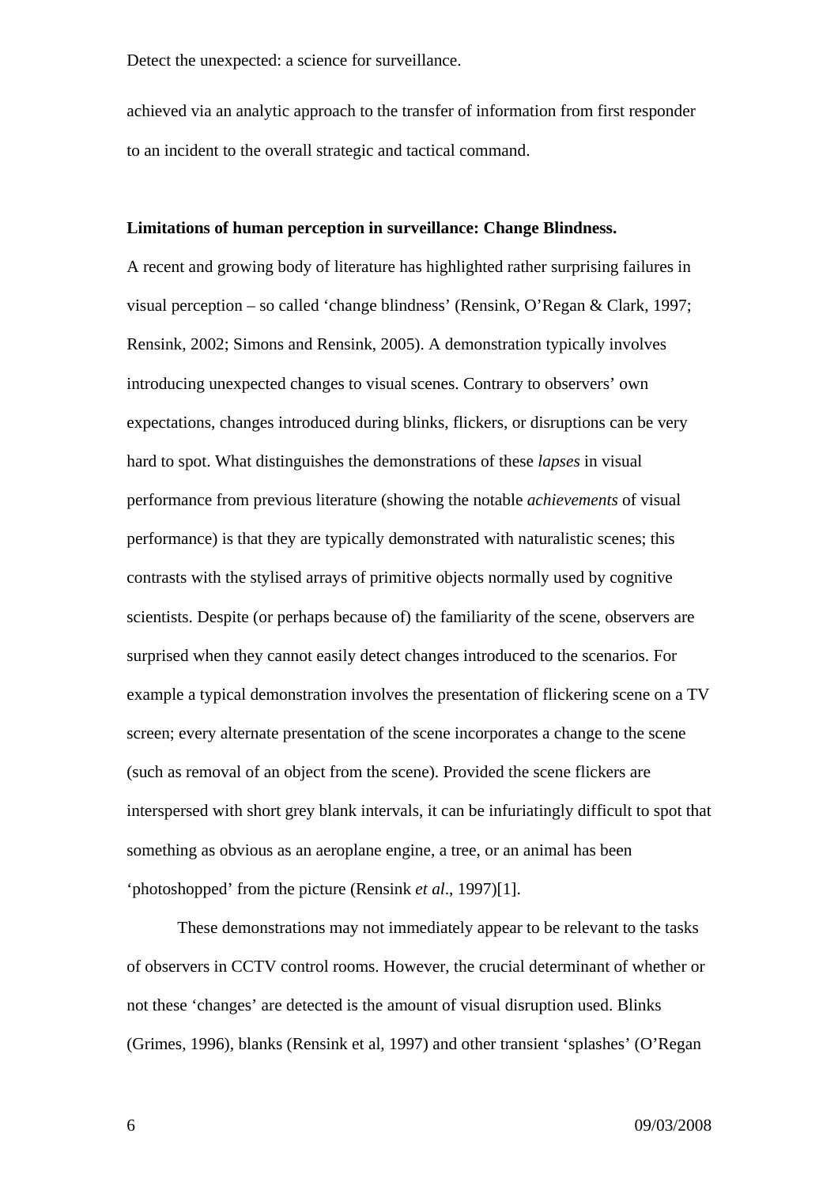achieved via an analytic approach to the transfer of information from first responder to an incident to the overall strategic and tactical command.

**Limitations of human perception in surveillance: Change Blindness.**

A recent and growing body of literature has highlighted rather surprising failures in visual perception – so called 'change blindness' (Rensink, O'Regan & Clark, 1997; Rensink, 2002; Simons and Rensink, 2005). A demonstration typically involves introducing unexpected changes to visual scenes. Contrary to observers' own expectations, changes introduced during blinks, flickers, or disruptions can be very hard to spot. What distinguishes the demonstrations of these *lapses* in visual performance from previous literature (showing the notable *achievements* of visual performance) is that they are typically demonstrated with naturalistic scenes; this contrasts with the stylised arrays of primitive objects normally used by cognitive scientists. Despite (or perhaps because of) the familiarity of the scene, observers are surprised when they cannot easily detect changes introduced to the scenarios. For example a typical demonstration involves the presentation of flickering scene on a TV screen; every alternate presentation of the scene incorporates a change to the scene (such as removal of an object from the scene). Provided the scene flickers are interspersed with short grey blank intervals, it can be infuriatingly difficult to spot that something as obvious as an aeroplane engine, a tree, or an animal has been 'photoshopped' from the picture (Rensink *et al*., 1997)[1].

These demonstrations may not immediately appear to be relevant to the tasks of observers in CCTV control rooms. However, the crucial determinant of whether or not these 'changes' are detected is the amount of visual disruption used. Blinks (Grimes, 1996), blanks (Rensink et al, 1997) and other transient 'splashes' (O'Regan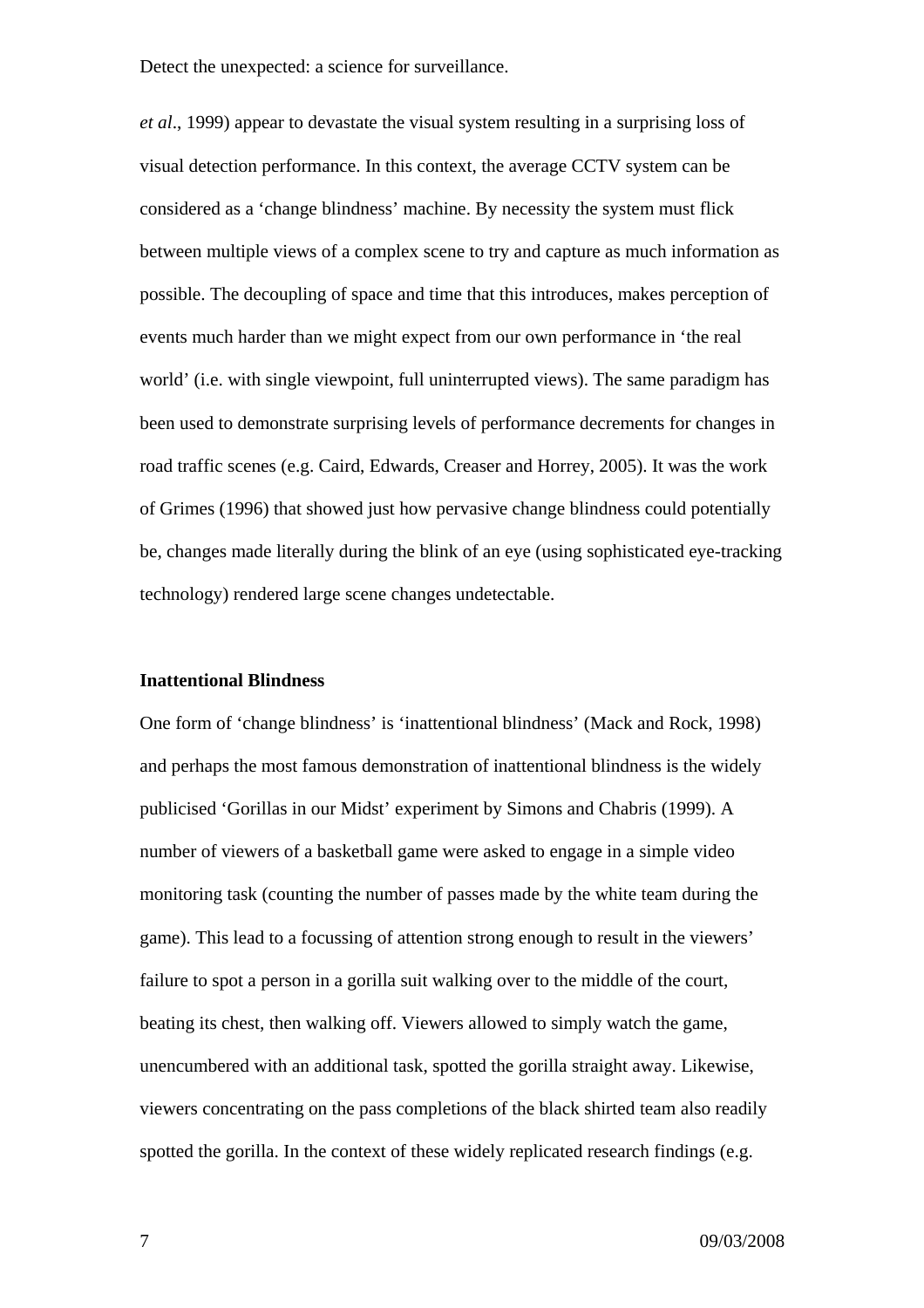*et al*., 1999) appear to devastate the visual system resulting in a surprising loss of visual detection performance. In this context, the average CCTV system can be considered as a 'change blindness' machine. By necessity the system must flick between multiple views of a complex scene to try and capture as much information as possible. The decoupling of space and time that this introduces, makes perception of events much harder than we might expect from our own performance in 'the real world' (i.e. with single viewpoint, full uninterrupted views). The same paradigm has been used to demonstrate surprising levels of performance decrements for changes in road traffic scenes (e.g. Caird, Edwards, Creaser and Horrey, 2005). It was the work of Grimes (1996) that showed just how pervasive change blindness could potentially be, changes made literally during the blink of an eye (using sophisticated eye-tracking technology) rendered large scene changes undetectable.

**Inattentional Blindness**

One form of 'change blindness' is 'inattentional blindness' (Mack and Rock, 1998) and perhaps the most famous demonstration of inattentional blindness is the widely publicised 'Gorillas in our Midst' experiment by Simons and Chabris (1999). A number of viewers of a basketball game were asked to engage in a simple video monitoring task (counting the number of passes made by the white team during the game). This lead to a focussing of attention strong enough to result in the viewers' failure to spot a person in a gorilla suit walking over to the middle of the court, beating its chest, then walking off. Viewers allowed to simply watch the game, unencumbered with an additional task, spotted the gorilla straight away. Likewise, viewers concentrating on the pass completions of the black shirted team also readily spotted the gorilla. In the context of these widely replicated research findings (e.g.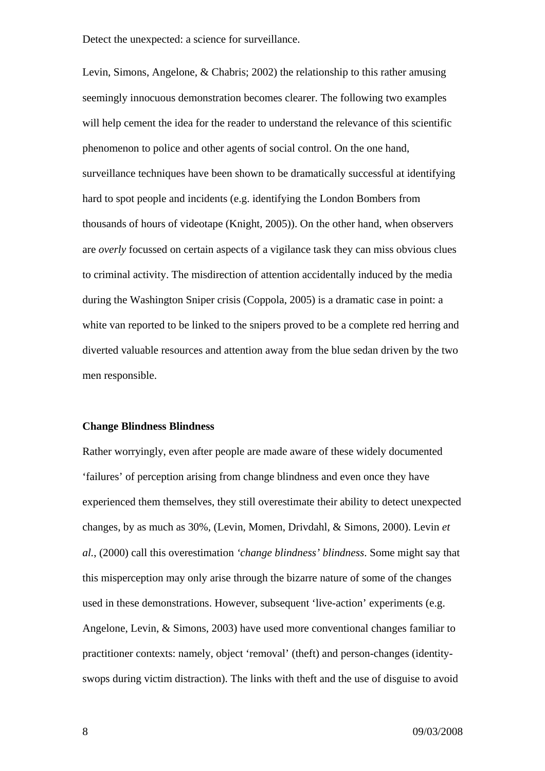Levin, Simons, Angelone, & Chabris; 2002) the relationship to this rather amusing seemingly innocuous demonstration becomes clearer. The following two examples will help cement the idea for the reader to understand the relevance of this scientific phenomenon to police and other agents of social control. On the one hand, surveillance techniques have been shown to be dramatically successful at identifying hard to spot people and incidents (e.g. identifying the London Bombers from thousands of hours of videotape (Knight, 2005)). On the other hand, when observers are *overly* focussed on certain aspects of a vigilance task they can miss obvious clues to criminal activity. The misdirection of attention accidentally induced by the media during the Washington Sniper crisis (Coppola, 2005) is a dramatic case in point: a white van reported to be linked to the snipers proved to be a complete red herring and diverted valuable resources and attention away from the blue sedan driven by the two men responsible.

**Change Blindness Blindness**

Rather worryingly, even after people are made aware of these widely documented 'failures' of perception arising from change blindness and even once they have experienced them themselves, they still overestimate their ability to detect unexpected changes, by as much as 30%, (Levin, Momen, Drivdahl, & Simons, 2000). Levin *et al.*, (2000) call this overestimation *'change blindness' blindness*. Some might say that this misperception may only arise through the bizarre nature of some of the changes used in these demonstrations. However, subsequent 'live-action' experiments (e.g. Angelone, Levin, & Simons, 2003) have used more conventional changes familiar to practitioner contexts: namely, object 'removal' (theft) and person-changes (identity-swops during victim distraction). The links with theft and the use of disguise to avoid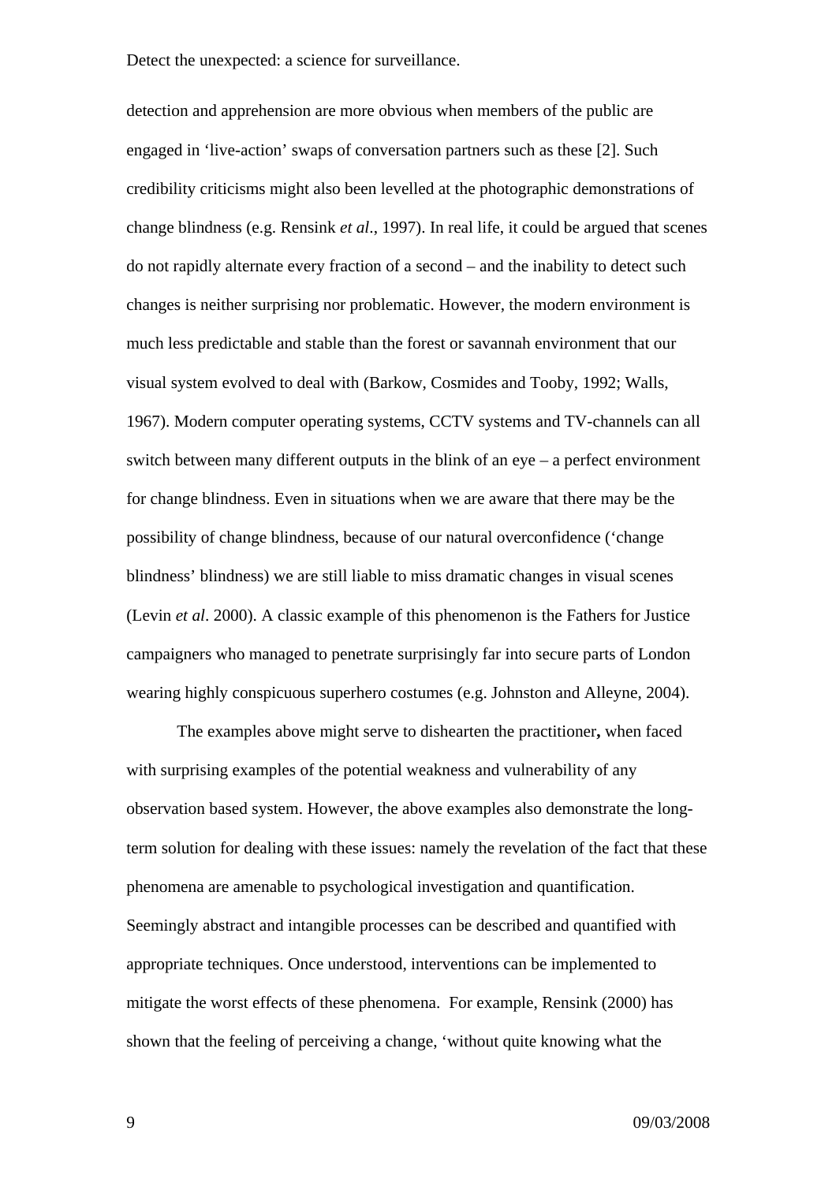detection and apprehension are more obvious when members of the public are engaged in 'live-action' swaps of conversation partners such as these [2]. Such credibility criticisms might also been levelled at the photographic demonstrations of change blindness (e.g. Rensink *et al*., 1997). In real life, it could be argued that scenes do not rapidly alternate every fraction of a second – and the inability to detect such changes is neither surprising nor problematic. However, the modern environment is much less predictable and stable than the forest or savannah environment that our visual system evolved to deal with (Barkow, Cosmides and Tooby, 1992; Walls, 1967). Modern computer operating systems, CCTV systems and TV-channels can all switch between many different outputs in the blink of an eye – a perfect environment for change blindness. Even in situations when we are aware that there may be the possibility of change blindness, because of our natural overconfidence ('change blindness' blindness) we are still liable to miss dramatic changes in visual scenes (Levin *et al*. 2000). A classic example of this phenomenon is the Fathers for Justice campaigners who managed to penetrate surprisingly far into secure parts of London wearing highly conspicuous superhero costumes (e.g. Johnston and Alleyne, 2004).

The examples above might serve to dishearten the practitioner**,** when faced with surprising examples of the potential weakness and vulnerability of any observation based system. However, the above examples also demonstrate the long-term solution for dealing with these issues: namely the revelation of the fact that these phenomena are amenable to psychological investigation and quantification. Seemingly abstract and intangible processes can be described and quantified with appropriate techniques. Once understood, interventions can be implemented to mitigate the worst effects of these phenomena. For example, Rensink (2000) has shown that the feeling of perceiving a change, 'without quite knowing what the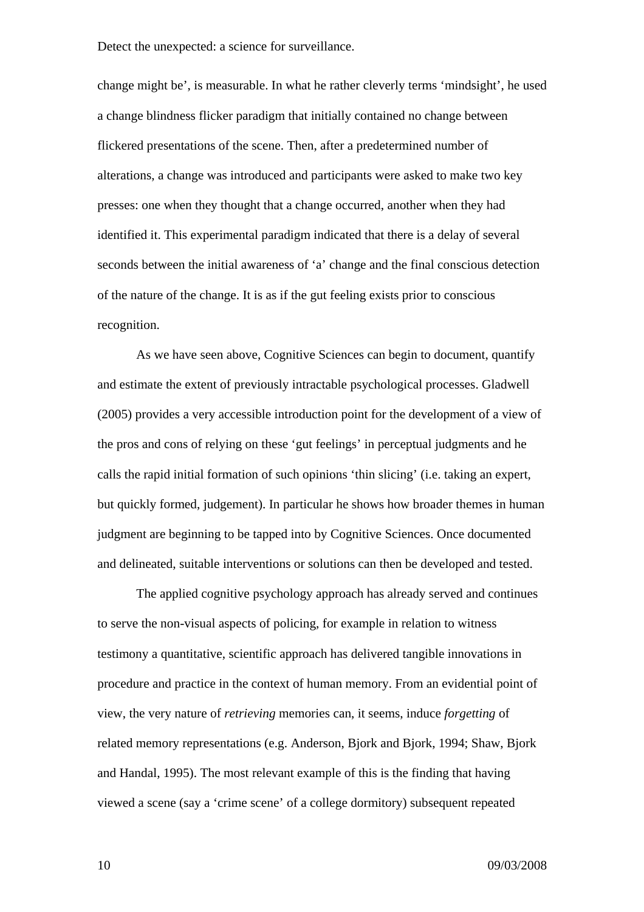change might be', is measurable. In what he rather cleverly terms 'mindsight', he used a change blindness flicker paradigm that initially contained no change between flickered presentations of the scene. Then, after a predetermined number of alterations, a change was introduced and participants were asked to make two key presses: one when they thought that a change occurred, another when they had identified it. This experimental paradigm indicated that there is a delay of several seconds between the initial awareness of 'a' change and the final conscious detection of the nature of the change. It is as if the gut feeling exists prior to conscious recognition.

As we have seen above, Cognitive Sciences can begin to document, quantify and estimate the extent of previously intractable psychological processes. Gladwell (2005) provides a very accessible introduction point for the development of a view of the pros and cons of relying on these 'gut feelings' in perceptual judgments and he calls the rapid initial formation of such opinions 'thin slicing' (i.e. taking an expert, but quickly formed, judgement). In particular he shows how broader themes in human judgment are beginning to be tapped into by Cognitive Sciences. Once documented and delineated, suitable interventions or solutions can then be developed and tested.

The applied cognitive psychology approach has already served and continues to serve the non-visual aspects of policing, for example in relation to witness testimony a quantitative, scientific approach has delivered tangible innovations in procedure and practice in the context of human memory. From an evidential point of view, the very nature of *retrieving* memories can, it seems, induce *forgetting* of related memory representations (e.g. Anderson, Bjork and Bjork, 1994; Shaw, Bjork and Handal, 1995). The most relevant example of this is the finding that having viewed a scene (say a 'crime scene' of a college dormitory) subsequent repeated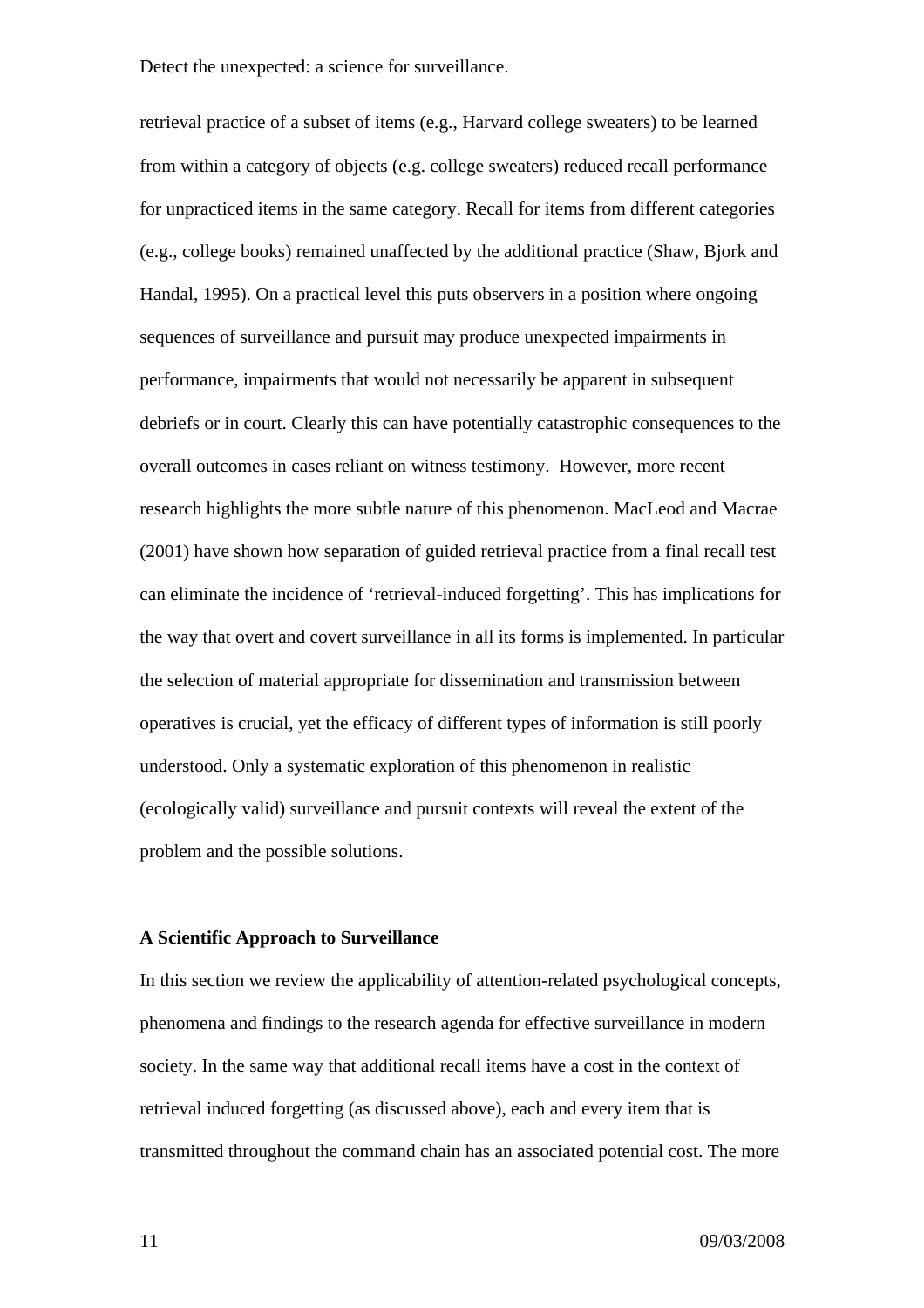retrieval practice of a subset of items (e.g., Harvard college sweaters) to be learned from within a category of objects (e.g. college sweaters) reduced recall performance for unpracticed items in the same category. Recall for items from different categories (e.g., college books) remained unaffected by the additional practice (Shaw, Bjork and Handal, 1995). On a practical level this puts observers in a position where ongoing sequences of surveillance and pursuit may produce unexpected impairments in performance, impairments that would not necessarily be apparent in subsequent debriefs or in court. Clearly this can have potentially catastrophic consequences to the overall outcomes in cases reliant on witness testimony. However, more recent research highlights the more subtle nature of this phenomenon. MacLeod and Macrae (2001) have shown how separation of guided retrieval practice from a final recall test can eliminate the incidence of 'retrieval-induced forgetting'. This has implications for the way that overt and covert surveillance in all its forms is implemented. In particular the selection of material appropriate for dissemination and transmission between operatives is crucial, yet the efficacy of different types of information is still poorly understood. Only a systematic exploration of this phenomenon in realistic (ecologically valid) surveillance and pursuit contexts will reveal the extent of the problem and the possible solutions.

**A Scientific Approach to Surveillance**

In this section we review the applicability of attention-related psychological concepts, phenomena and findings to the research agenda for effective surveillance in modern society. In the same way that additional recall items have a cost in the context of retrieval induced forgetting (as discussed above), each and every item that is transmitted throughout the command chain has an associated potential cost. The more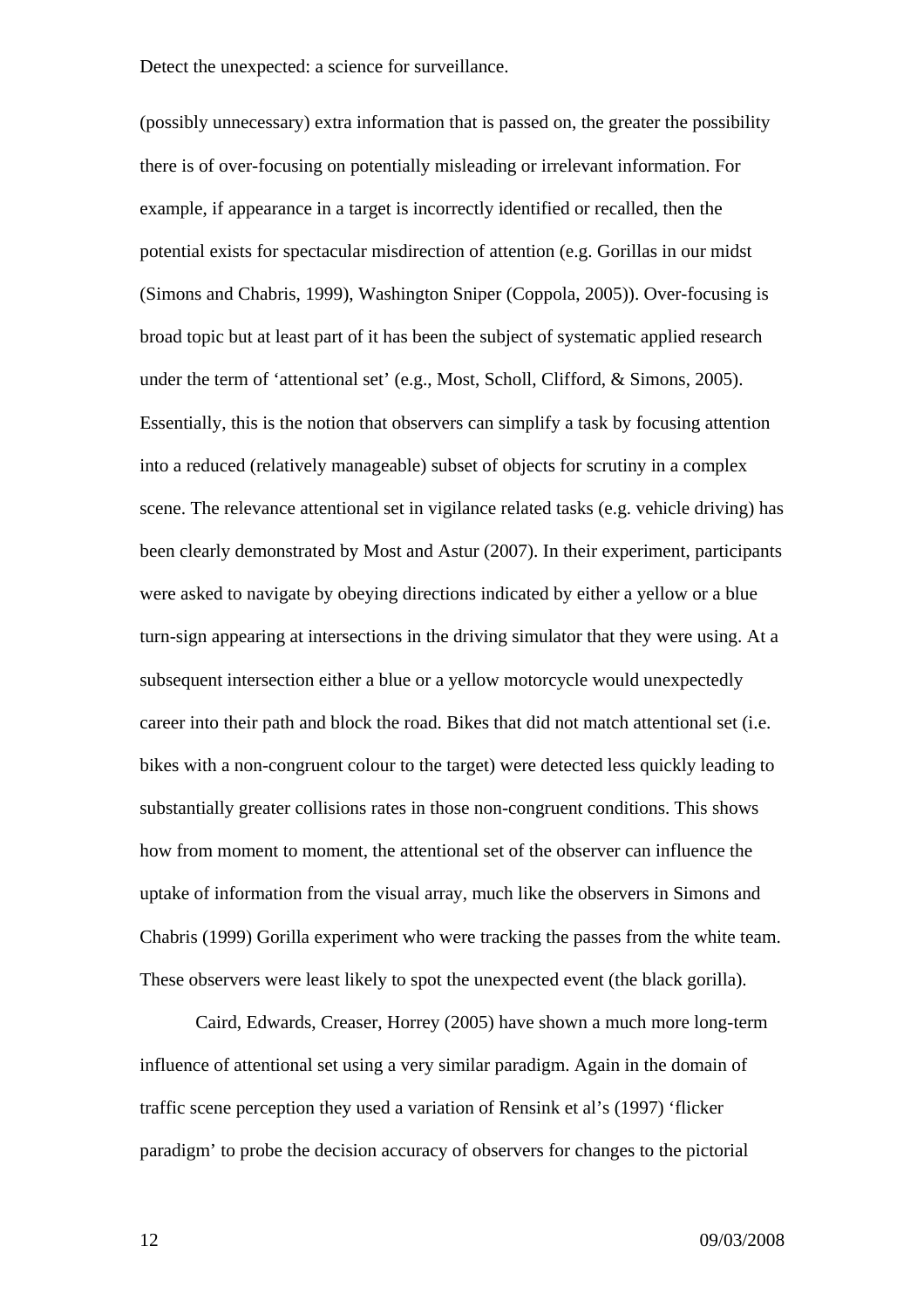(possibly unnecessary) extra information that is passed on, the greater the possibility there is of over-focusing on potentially misleading or irrelevant information. For example, if appearance in a target is incorrectly identified or recalled, then the potential exists for spectacular misdirection of attention (e.g. Gorillas in our midst (Simons and Chabris, 1999), Washington Sniper (Coppola, 2005)). Over-focusing is broad topic but at least part of it has been the subject of systematic applied research under the term of 'attentional set' (e.g., Most, Scholl, Clifford, & Simons, 2005). Essentially, this is the notion that observers can simplify a task by focusing attention into a reduced (relatively manageable) subset of objects for scrutiny in a complex scene. The relevance attentional set in vigilance related tasks (e.g. vehicle driving) has been clearly demonstrated by Most and Astur (2007). In their experiment, participants were asked to navigate by obeying directions indicated by either a yellow or a blue turn-sign appearing at intersections in the driving simulator that they were using. At a subsequent intersection either a blue or a yellow motorcycle would unexpectedly career into their path and block the road. Bikes that did not match attentional set (i.e. bikes with a non-congruent colour to the target) were detected less quickly leading to substantially greater collisions rates in those non-congruent conditions. This shows how from moment to moment, the attentional set of the observer can influence the uptake of information from the visual array, much like the observers in Simons and Chabris (1999) Gorilla experiment who were tracking the passes from the white team. These observers were least likely to spot the unexpected event (the black gorilla).

Caird, Edwards, Creaser, Horrey (2005) have shown a much more long-term influence of attentional set using a very similar paradigm. Again in the domain of traffic scene perception they used a variation of Rensink et al's (1997) 'flicker paradigm' to probe the decision accuracy of observers for changes to the pictorial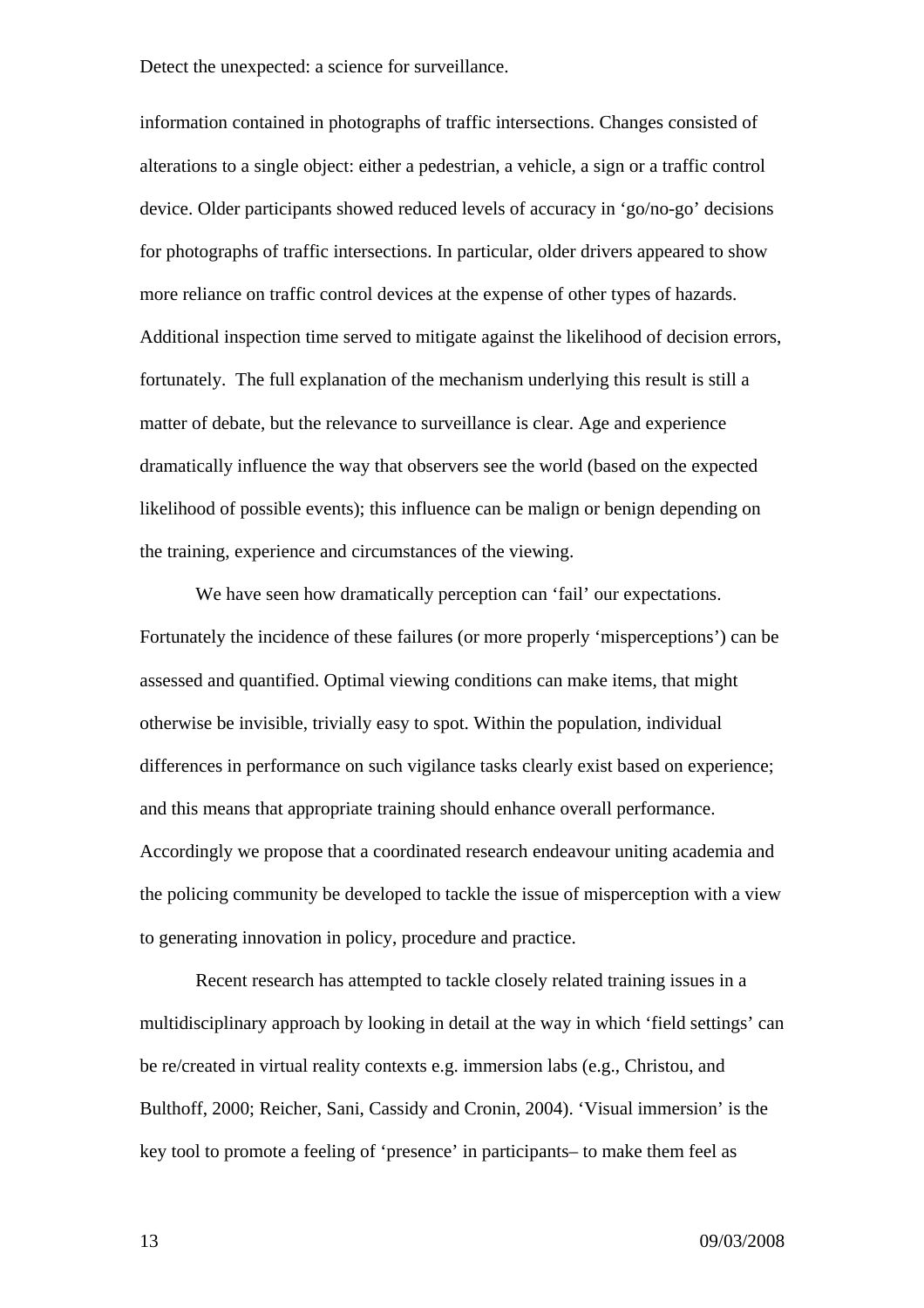information contained in photographs of traffic intersections. Changes consisted of alterations to a single object: either a pedestrian, a vehicle, a sign or a traffic control device. Older participants showed reduced levels of accuracy in 'go/no-go' decisions for photographs of traffic intersections. In particular, older drivers appeared to show more reliance on traffic control devices at the expense of other types of hazards. Additional inspection time served to mitigate against the likelihood of decision errors, fortunately. The full explanation of the mechanism underlying this result is still a matter of debate, but the relevance to surveillance is clear. Age and experience dramatically influence the way that observers see the world (based on the expected likelihood of possible events); this influence can be malign or benign depending on the training, experience and circumstances of the viewing.

We have seen how dramatically perception can 'fail' our expectations. Fortunately the incidence of these failures (or more properly 'misperceptions') can be assessed and quantified. Optimal viewing conditions can make items, that might otherwise be invisible, trivially easy to spot. Within the population, individual differences in performance on such vigilance tasks clearly exist based on experience; and this means that appropriate training should enhance overall performance. Accordingly we propose that a coordinated research endeavour uniting academia and the policing community be developed to tackle the issue of misperception with a view to generating innovation in policy, procedure and practice.

Recent research has attempted to tackle closely related training issues in a multidisciplinary approach by looking in detail at the way in which 'field settings' can be re/created in virtual reality contexts e.g. immersion labs (e.g., Christou, and Bulthoff, 2000; Reicher, Sani, Cassidy and Cronin, 2004). 'Visual immersion' is the key tool to promote a feeling of 'presence' in participants– to make them feel as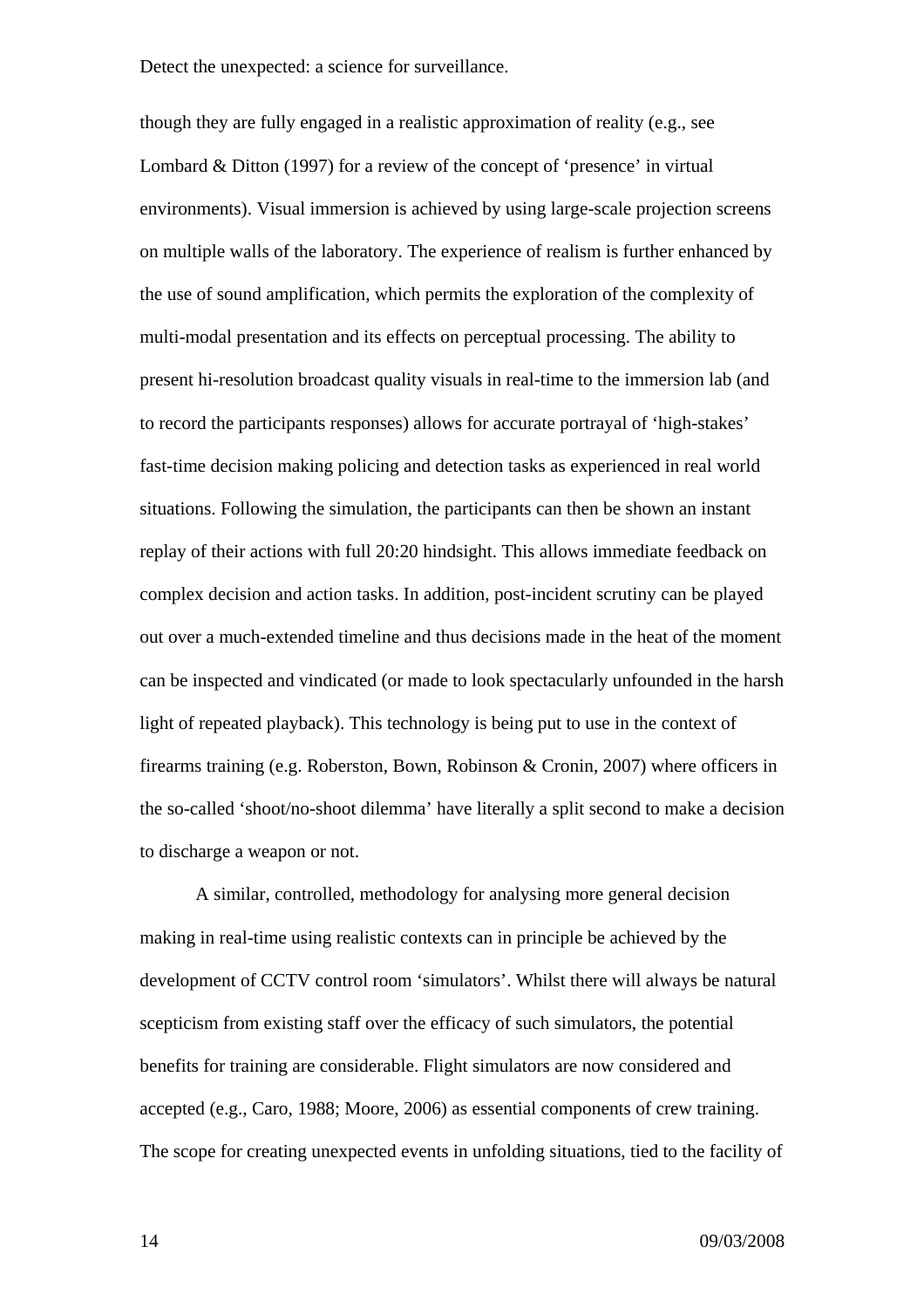though they are fully engaged in a realistic approximation of reality (e.g., see Lombard & Ditton (1997) for a review of the concept of 'presence' in virtual environments). Visual immersion is achieved by using large-scale projection screens on multiple walls of the laboratory. The experience of realism is further enhanced by the use of sound amplification, which permits the exploration of the complexity of multi-modal presentation and its effects on perceptual processing. The ability to present hi-resolution broadcast quality visuals in real-time to the immersion lab (and to record the participants responses) allows for accurate portrayal of 'high-stakes' fast-time decision making policing and detection tasks as experienced in real world situations. Following the simulation, the participants can then be shown an instant replay of their actions with full 20:20 hindsight. This allows immediate feedback on complex decision and action tasks. In addition, post-incident scrutiny can be played out over a much-extended timeline and thus decisions made in the heat of the moment can be inspected and vindicated (or made to look spectacularly unfounded in the harsh light of repeated playback). This technology is being put to use in the context of firearms training (e.g. Roberston, Bown, Robinson & Cronin, 2007) where officers in the so-called 'shoot/no-shoot dilemma' have literally a split second to make a decision to discharge a weapon or not.

A similar, controlled, methodology for analysing more general decision making in real-time using realistic contexts can in principle be achieved by the development of CCTV control room 'simulators'. Whilst there will always be natural scepticism from existing staff over the efficacy of such simulators, the potential benefits for training are considerable. Flight simulators are now considered and accepted (e.g., Caro, 1988; Moore, 2006) as essential components of crew training. The scope for creating unexpected events in unfolding situations, tied to the facility of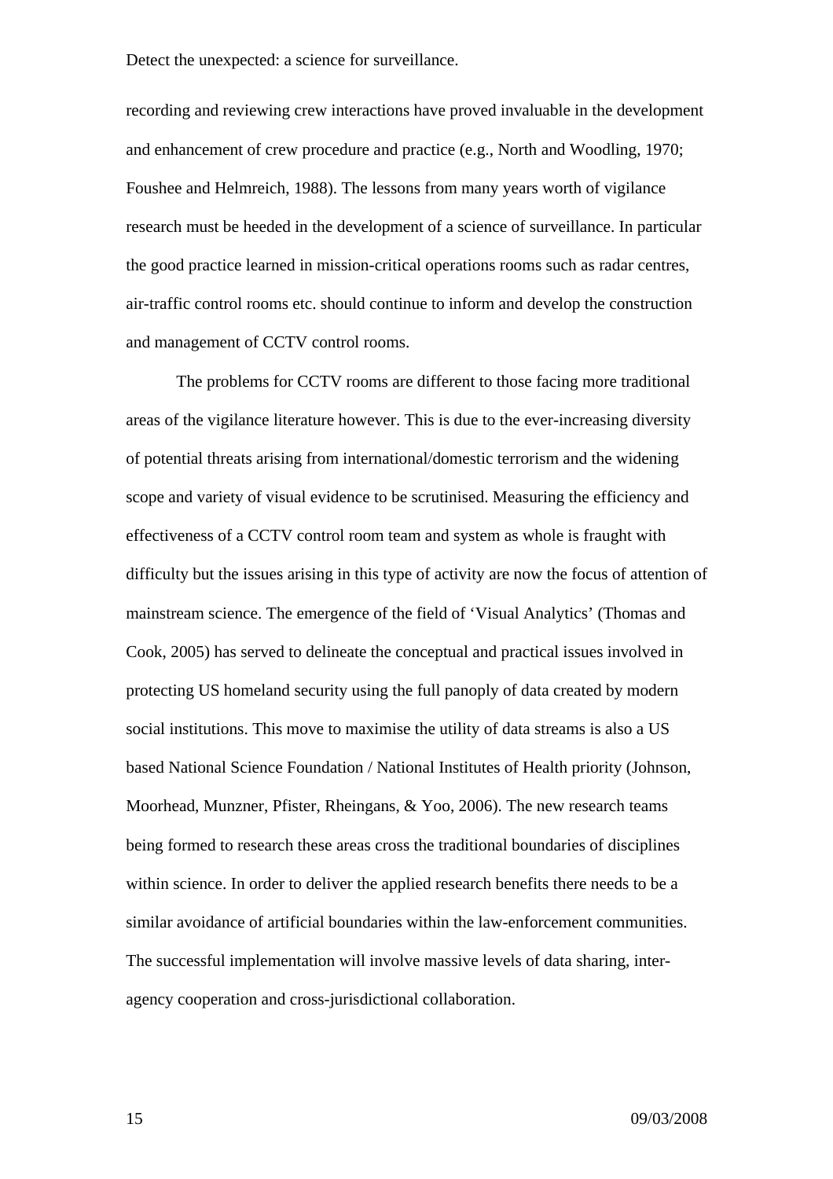recording and reviewing crew interactions have proved invaluable in the development and enhancement of crew procedure and practice (e.g., North and Woodling, 1970; Foushee and Helmreich, 1988). The lessons from many years worth of vigilance research must be heeded in the development of a science of surveillance. In particular the good practice learned in mission-critical operations rooms such as radar centres, air-traffic control rooms etc. should continue to inform and develop the construction and management of CCTV control rooms.

The problems for CCTV rooms are different to those facing more traditional areas of the vigilance literature however. This is due to the ever-increasing diversity of potential threats arising from international/domestic terrorism and the widening scope and variety of visual evidence to be scrutinised. Measuring the efficiency and effectiveness of a CCTV control room team and system as whole is fraught with difficulty but the issues arising in this type of activity are now the focus of attention of mainstream science. The emergence of the field of 'Visual Analytics' (Thomas and Cook, 2005) has served to delineate the conceptual and practical issues involved in protecting US homeland security using the full panoply of data created by modern social institutions. This move to maximise the utility of data streams is also a US based National Science Foundation / National Institutes of Health priority (Johnson, Moorhead, Munzner, Pfister, Rheingans, & Yoo, 2006). The new research teams being formed to research these areas cross the traditional boundaries of disciplines within science. In order to deliver the applied research benefits there needs to be a similar avoidance of artificial boundaries within the law-enforcement communities. The successful implementation will involve massive levels of data sharing, inter-agency cooperation and cross-jurisdictional collaboration.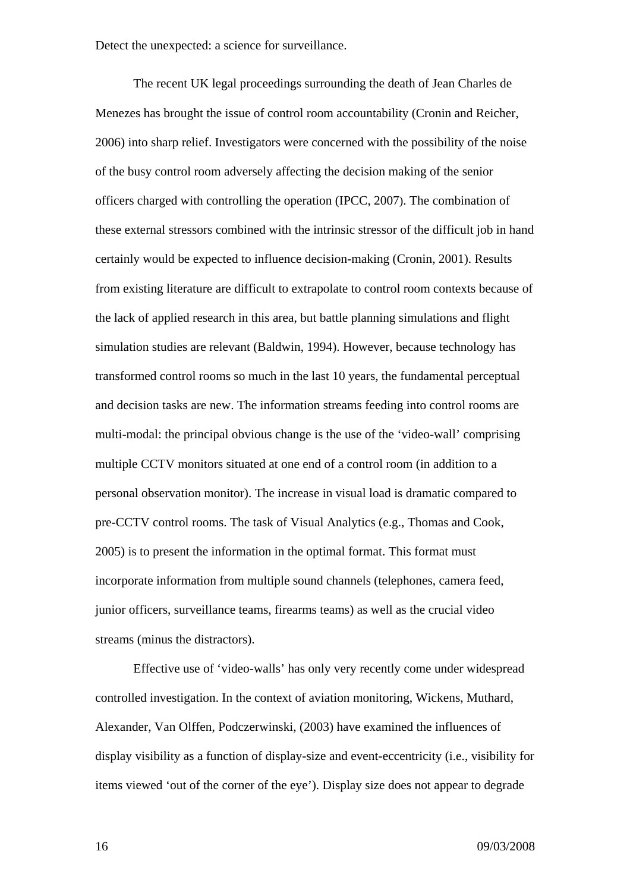Detect the unexpected: a science for surveillance.

The recent UK legal proceedings surrounding the death of Jean Charles de Menezes has brought the issue of control room accountability (Cronin and Reicher, 2006) into sharp relief. Investigators were concerned with the possibility of the noise of the busy control room adversely affecting the decision making of the senior officers charged with controlling the operation (IPCC, 2007). The combination of these external stressors combined with the intrinsic stressor of the difficult job in hand certainly would be expected to influence decision-making (Cronin, 2001). Results from existing literature are difficult to extrapolate to control room contexts because of the lack of applied research in this area, but battle planning simulations and flight simulation studies are relevant (Baldwin, 1994). However, because technology has transformed control rooms so much in the last 10 years, the fundamental perceptual and decision tasks are new. The information streams feeding into control rooms are multi-modal: the principal obvious change is the use of the 'video-wall' comprising multiple CCTV monitors situated at one end of a control room (in addition to a personal observation monitor). The increase in visual load is dramatic compared to pre-CCTV control rooms. The task of Visual Analytics (e.g., Thomas and Cook, 2005) is to present the information in the optimal format. This format must incorporate information from multiple sound channels (telephones, camera feed, junior officers, surveillance teams, firearms teams) as well as the crucial video streams (minus the distractors).

Effective use of 'video-walls' has only very recently come under widespread controlled investigation. In the context of aviation monitoring, Wickens, Muthard, Alexander, Van Olffen, Podczerwinski, (2003) have examined the influences of display visibility as a function of display-size and event-eccentricity (i.e., visibility for items viewed 'out of the corner of the eye'). Display size does not appear to degrade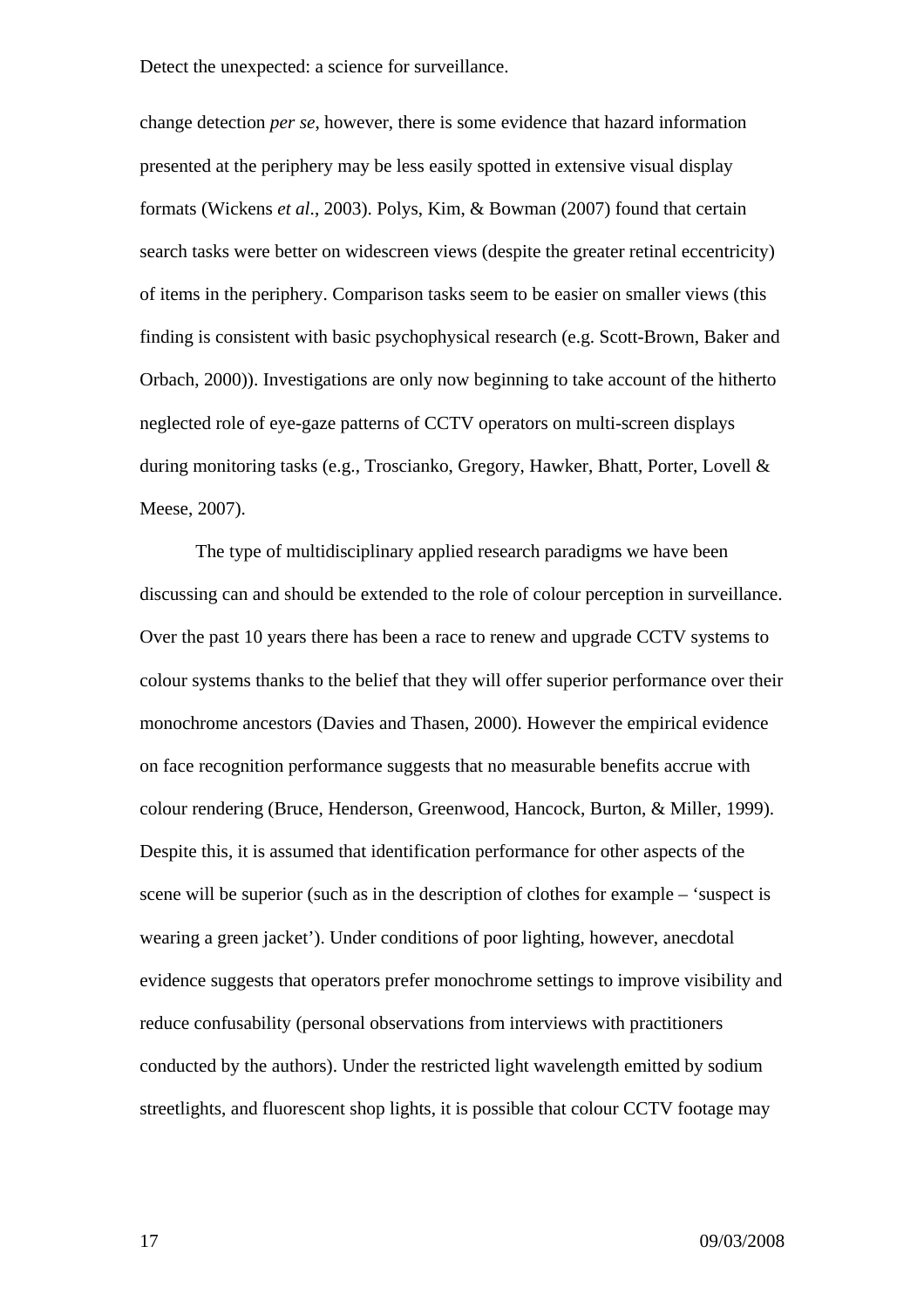change detection *per se*, however, there is some evidence that hazard information presented at the periphery may be less easily spotted in extensive visual display formats (Wickens *et al*., 2003). Polys, Kim, & Bowman (2007) found that certain search tasks were better on widescreen views (despite the greater retinal eccentricity) of items in the periphery. Comparison tasks seem to be easier on smaller views (this finding is consistent with basic psychophysical research (e.g. Scott-Brown, Baker and Orbach, 2000)). Investigations are only now beginning to take account of the hitherto neglected role of eye-gaze patterns of CCTV operators on multi-screen displays during monitoring tasks (e.g., Troscianko, Gregory, Hawker, Bhatt, Porter, Lovell & Meese, 2007).

The type of multidisciplinary applied research paradigms we have been discussing can and should be extended to the role of colour perception in surveillance. Over the past 10 years there has been a race to renew and upgrade CCTV systems to colour systems thanks to the belief that they will offer superior performance over their monochrome ancestors (Davies and Thasen, 2000). However the empirical evidence on face recognition performance suggests that no measurable benefits accrue with colour rendering (Bruce, Henderson, Greenwood, Hancock, Burton, & Miller, 1999). Despite this, it is assumed that identification performance for other aspects of the scene will be superior (such as in the description of clothes for example – 'suspect is wearing a green jacket'). Under conditions of poor lighting, however, anecdotal evidence suggests that operators prefer monochrome settings to improve visibility and reduce confusability (personal observations from interviews with practitioners conducted by the authors). Under the restricted light wavelength emitted by sodium streetlights, and fluorescent shop lights, it is possible that colour CCTV footage may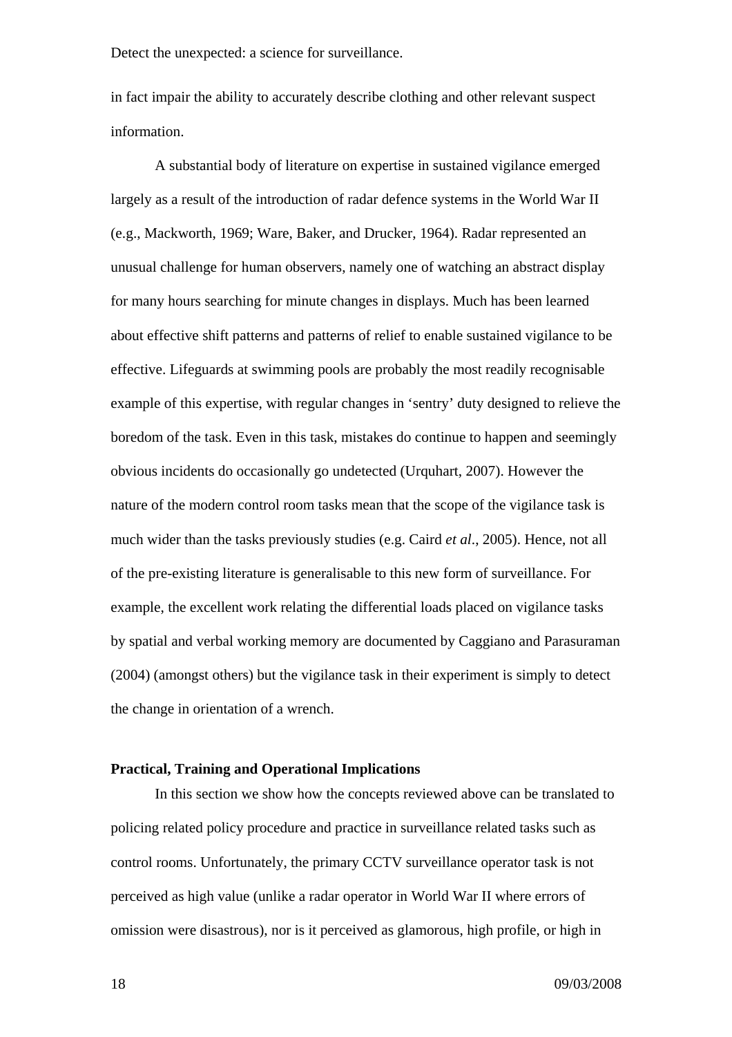in fact impair the ability to accurately describe clothing and other relevant suspect information.

A substantial body of literature on expertise in sustained vigilance emerged largely as a result of the introduction of radar defence systems in the World War II (e.g., Mackworth, 1969; Ware, Baker, and Drucker, 1964). Radar represented an unusual challenge for human observers, namely one of watching an abstract display for many hours searching for minute changes in displays. Much has been learned about effective shift patterns and patterns of relief to enable sustained vigilance to be effective. Lifeguards at swimming pools are probably the most readily recognisable example of this expertise, with regular changes in 'sentry' duty designed to relieve the boredom of the task. Even in this task, mistakes do continue to happen and seemingly obvious incidents do occasionally go undetected (Urquhart, 2007). However the nature of the modern control room tasks mean that the scope of the vigilance task is much wider than the tasks previously studies (e.g. Caird *et al*., 2005). Hence, not all of the pre-existing literature is generalisable to this new form of surveillance. For example, the excellent work relating the differential loads placed on vigilance tasks by spatial and verbal working memory are documented by Caggiano and Parasuraman (2004) (amongst others) but the vigilance task in their experiment is simply to detect the change in orientation of a wrench.

**Practical, Training and Operational Implications**

In this section we show how the concepts reviewed above can be translated to policing related policy procedure and practice in surveillance related tasks such as control rooms. Unfortunately, the primary CCTV surveillance operator task is not perceived as high value (unlike a radar operator in World War II where errors of omission were disastrous), nor is it perceived as glamorous, high profile, or high in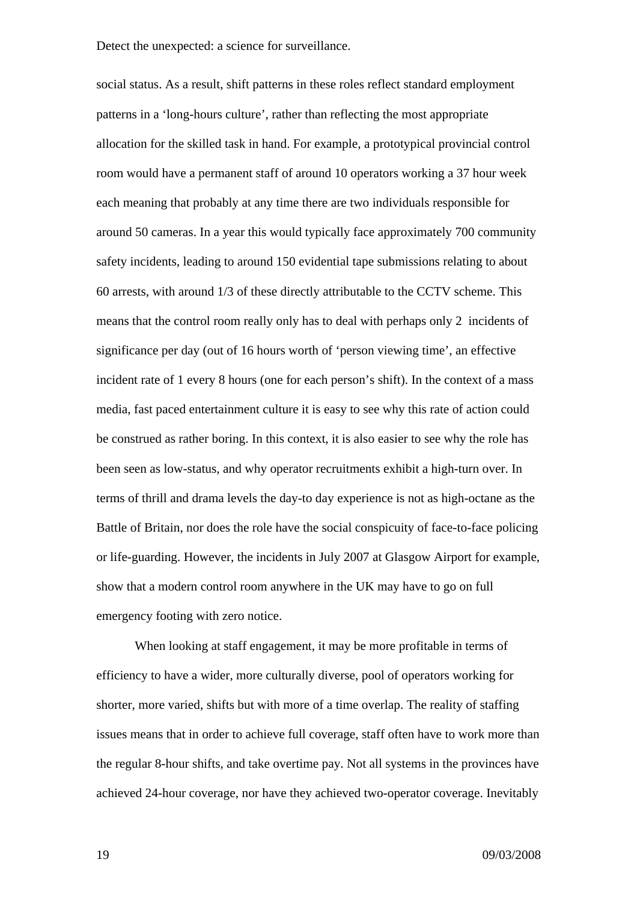social status. As a result, shift patterns in these roles reflect standard employment patterns in a 'long-hours culture', rather than reflecting the most appropriate allocation for the skilled task in hand. For example, a prototypical provincial control room would have a permanent staff of around 10 operators working a 37 hour week each meaning that probably at any time there are two individuals responsible for around 50 cameras. In a year this would typically face approximately 700 community safety incidents, leading to around 150 evidential tape submissions relating to about 60 arrests, with around 1/3 of these directly attributable to the CCTV scheme. This means that the control room really only has to deal with perhaps only 2 incidents of significance per day (out of 16 hours worth of 'person viewing time', an effective incident rate of 1 every 8 hours (one for each person's shift). In the context of a mass media, fast paced entertainment culture it is easy to see why this rate of action could be construed as rather boring. In this context, it is also easier to see why the role has been seen as low-status, and why operator recruitments exhibit a high-turn over. In terms of thrill and drama levels the day-to day experience is not as high-octane as the Battle of Britain, nor does the role have the social conspicuity of face-to-face policing or life-guarding. However, the incidents in July 2007 at Glasgow Airport for example, show that a modern control room anywhere in the UK may have to go on full emergency footing with zero notice.

When looking at staff engagement, it may be more profitable in terms of efficiency to have a wider, more culturally diverse, pool of operators working for shorter, more varied, shifts but with more of a time overlap. The reality of staffing issues means that in order to achieve full coverage, staff often have to work more than the regular 8-hour shifts, and take overtime pay. Not all systems in the provinces have achieved 24-hour coverage, nor have they achieved two-operator coverage. Inevitably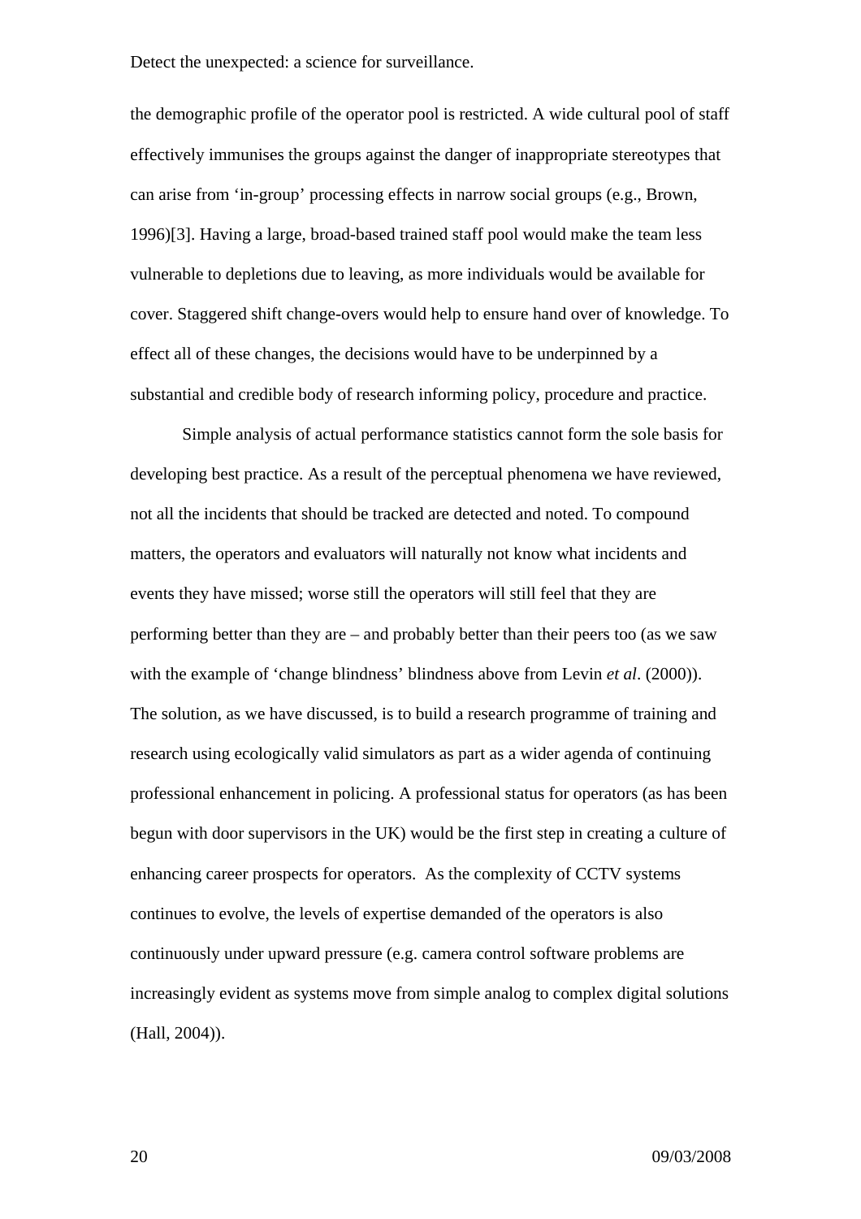the demographic profile of the operator pool is restricted. A wide cultural pool of staff effectively immunises the groups against the danger of inappropriate stereotypes that can arise from 'in-group' processing effects in narrow social groups (e.g., Brown, 1996)[3]. Having a large, broad-based trained staff pool would make the team less vulnerable to depletions due to leaving, as more individuals would be available for cover. Staggered shift change-overs would help to ensure hand over of knowledge. To effect all of these changes, the decisions would have to be underpinned by a substantial and credible body of research informing policy, procedure and practice.

Simple analysis of actual performance statistics cannot form the sole basis for developing best practice. As a result of the perceptual phenomena we have reviewed, not all the incidents that should be tracked are detected and noted. To compound matters, the operators and evaluators will naturally not know what incidents and events they have missed; worse still the operators will still feel that they are performing better than they are – and probably better than their peers too (as we saw with the example of 'change blindness' blindness above from Levin *et al*. (2000)). The solution, as we have discussed, is to build a research programme of training and research using ecologically valid simulators as part as a wider agenda of continuing professional enhancement in policing. A professional status for operators (as has been begun with door supervisors in the UK) would be the first step in creating a culture of enhancing career prospects for operators. As the complexity of CCTV systems continues to evolve, the levels of expertise demanded of the operators is also continuously under upward pressure (e.g. camera control software problems are increasingly evident as systems move from simple analog to complex digital solutions (Hall, 2004)).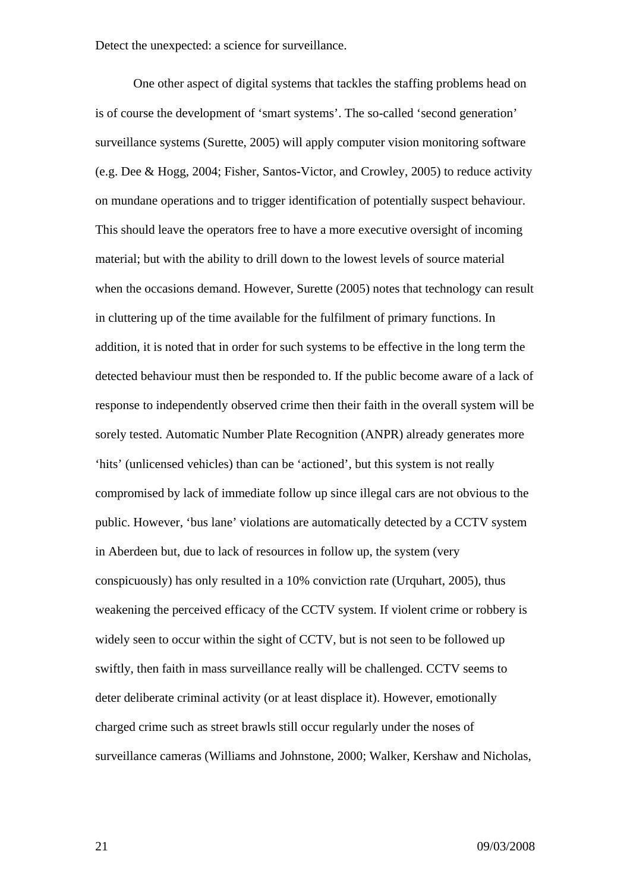One other aspect of digital systems that tackles the staffing problems head on is of course the development of 'smart systems'. The so-called 'second generation' surveillance systems (Surette, 2005) will apply computer vision monitoring software (e.g. Dee & Hogg, 2004; Fisher, Santos-Victor, and Crowley, 2005) to reduce activity on mundane operations and to trigger identification of potentially suspect behaviour. This should leave the operators free to have a more executive oversight of incoming material; but with the ability to drill down to the lowest levels of source material when the occasions demand. However, Surette (2005) notes that technology can result in cluttering up of the time available for the fulfilment of primary functions. In addition, it is noted that in order for such systems to be effective in the long term the detected behaviour must then be responded to. If the public become aware of a lack of response to independently observed crime then their faith in the overall system will be sorely tested. Automatic Number Plate Recognition (ANPR) already generates more 'hits' (unlicensed vehicles) than can be 'actioned', but this system is not really compromised by lack of immediate follow up since illegal cars are not obvious to the public. However, 'bus lane' violations are automatically detected by a CCTV system in Aberdeen but, due to lack of resources in follow up, the system (very conspicuously) has only resulted in a 10% conviction rate (Urquhart, 2005), thus weakening the perceived efficacy of the CCTV system. If violent crime or robbery is widely seen to occur within the sight of CCTV, but is not seen to be followed up swiftly, then faith in mass surveillance really will be challenged. CCTV seems to deter deliberate criminal activity (or at least displace it). However, emotionally charged crime such as street brawls still occur regularly under the noses of surveillance cameras (Williams and Johnstone, 2000; Walker, Kershaw and Nicholas,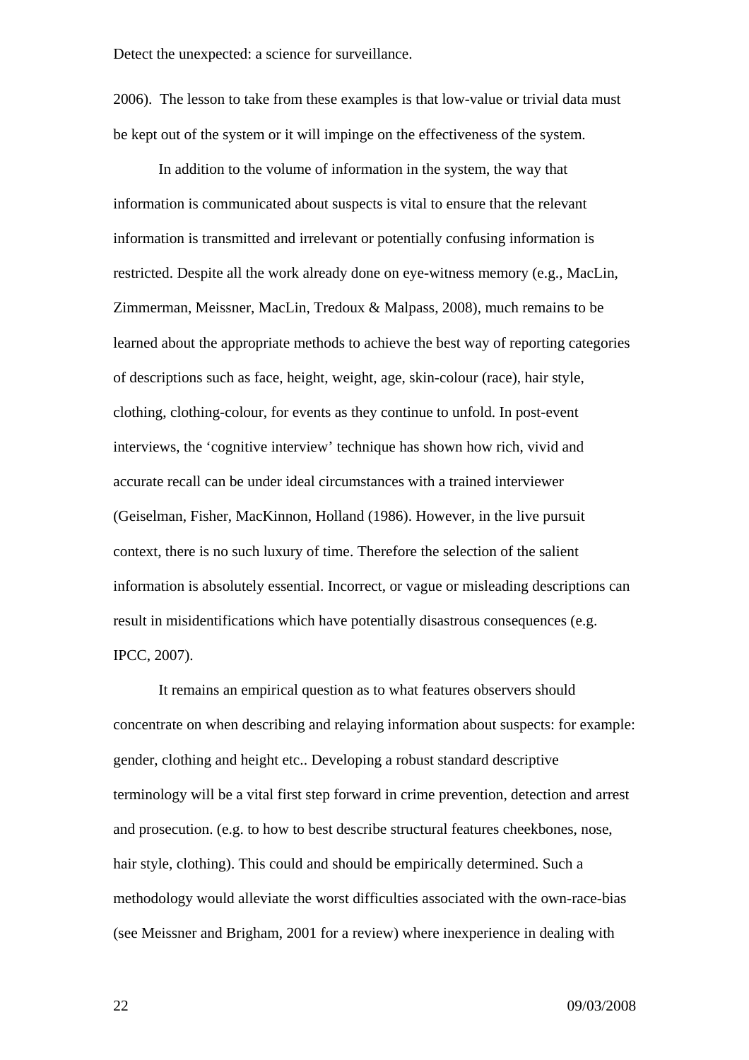2006). The lesson to take from these examples is that low-value or trivial data must be kept out of the system or it will impinge on the effectiveness of the system.

In addition to the volume of information in the system, the way that information is communicated about suspects is vital to ensure that the relevant information is transmitted and irrelevant or potentially confusing information is restricted. Despite all the work already done on eye-witness memory (e.g., MacLin, Zimmerman, Meissner, MacLin, Tredoux & Malpass, 2008), much remains to be learned about the appropriate methods to achieve the best way of reporting categories of descriptions such as face, height, weight, age, skin-colour (race), hair style, clothing, clothing-colour, for events as they continue to unfold. In post-event interviews, the 'cognitive interview' technique has shown how rich, vivid and accurate recall can be under ideal circumstances with a trained interviewer (Geiselman, Fisher, MacKinnon, Holland (1986). However, in the live pursuit context, there is no such luxury of time. Therefore the selection of the salient information is absolutely essential. Incorrect, or vague or misleading descriptions can result in misidentifications which have potentially disastrous consequences (e.g. IPCC, 2007).

It remains an empirical question as to what features observers should concentrate on when describing and relaying information about suspects: for example: gender, clothing and height etc.. Developing a robust standard descriptive terminology will be a vital first step forward in crime prevention, detection and arrest and prosecution. (e.g. to how to best describe structural features cheekbones, nose, hair style, clothing). This could and should be empirically determined. Such a methodology would alleviate the worst difficulties associated with the own-race-bias (see Meissner and Brigham, 2001 for a review) where inexperience in dealing with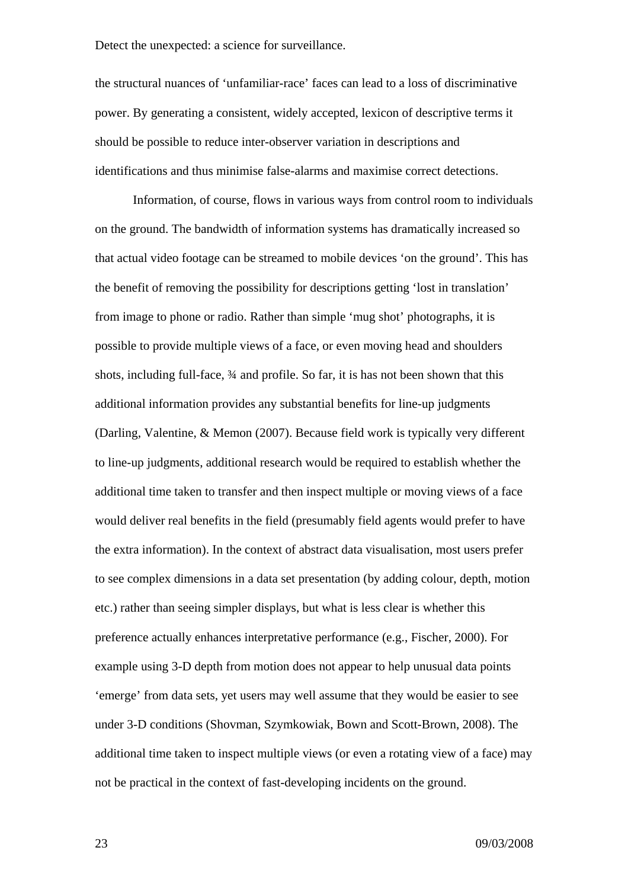the structural nuances of 'unfamiliar-race' faces can lead to a loss of discriminative power. By generating a consistent, widely accepted, lexicon of descriptive terms it should be possible to reduce inter-observer variation in descriptions and identifications and thus minimise false-alarms and maximise correct detections.

Information, of course, flows in various ways from control room to individuals on the ground. The bandwidth of information systems has dramatically increased so that actual video footage can be streamed to mobile devices 'on the ground'. This has the benefit of removing the possibility for descriptions getting 'lost in translation' from image to phone or radio. Rather than simple 'mug shot' photographs, it is possible to provide multiple views of a face, or even moving head and shoulders shots, including full-face, ¾ and profile. So far, it is has not been shown that this additional information provides any substantial benefits for line-up judgments (Darling, Valentine, & Memon (2007). Because field work is typically very different to line-up judgments, additional research would be required to establish whether the additional time taken to transfer and then inspect multiple or moving views of a face would deliver real benefits in the field (presumably field agents would prefer to have the extra information). In the context of abstract data visualisation, most users prefer to see complex dimensions in a data set presentation (by adding colour, depth, motion etc.) rather than seeing simpler displays, but what is less clear is whether this preference actually enhances interpretative performance (e.g., Fischer, 2000). For example using 3-D depth from motion does not appear to help unusual data points 'emerge' from data sets, yet users may well assume that they would be easier to see under 3-D conditions (Shovman, Szymkowiak, Bown and Scott-Brown, 2008). The additional time taken to inspect multiple views (or even a rotating view of a face) may not be practical in the context of fast-developing incidents on the ground.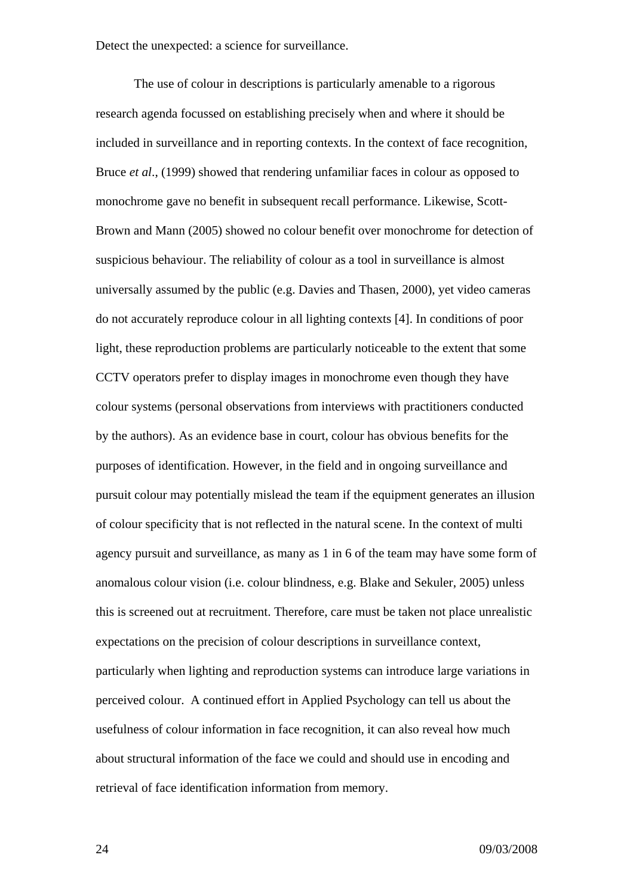The use of colour in descriptions is particularly amenable to a rigorous research agenda focussed on establishing precisely when and where it should be included in surveillance and in reporting contexts. In the context of face recognition, Bruce *et al*., (1999) showed that rendering unfamiliar faces in colour as opposed to monochrome gave no benefit in subsequent recall performance. Likewise, Scott-Brown and Mann (2005) showed no colour benefit over monochrome for detection of suspicious behaviour. The reliability of colour as a tool in surveillance is almost universally assumed by the public (e.g. Davies and Thasen, 2000), yet video cameras do not accurately reproduce colour in all lighting contexts [4]. In conditions of poor light, these reproduction problems are particularly noticeable to the extent that some CCTV operators prefer to display images in monochrome even though they have colour systems (personal observations from interviews with practitioners conducted by the authors). As an evidence base in court, colour has obvious benefits for the purposes of identification. However, in the field and in ongoing surveillance and pursuit colour may potentially mislead the team if the equipment generates an illusion of colour specificity that is not reflected in the natural scene. In the context of multi agency pursuit and surveillance, as many as 1 in 6 of the team may have some form of anomalous colour vision (i.e. colour blindness, e.g. Blake and Sekuler, 2005) unless this is screened out at recruitment. Therefore, care must be taken not place unrealistic expectations on the precision of colour descriptions in surveillance context, particularly when lighting and reproduction systems can introduce large variations in perceived colour. A continued effort in Applied Psychology can tell us about the usefulness of colour information in face recognition, it can also reveal how much about structural information of the face we could and should use in encoding and retrieval of face identification information from memory.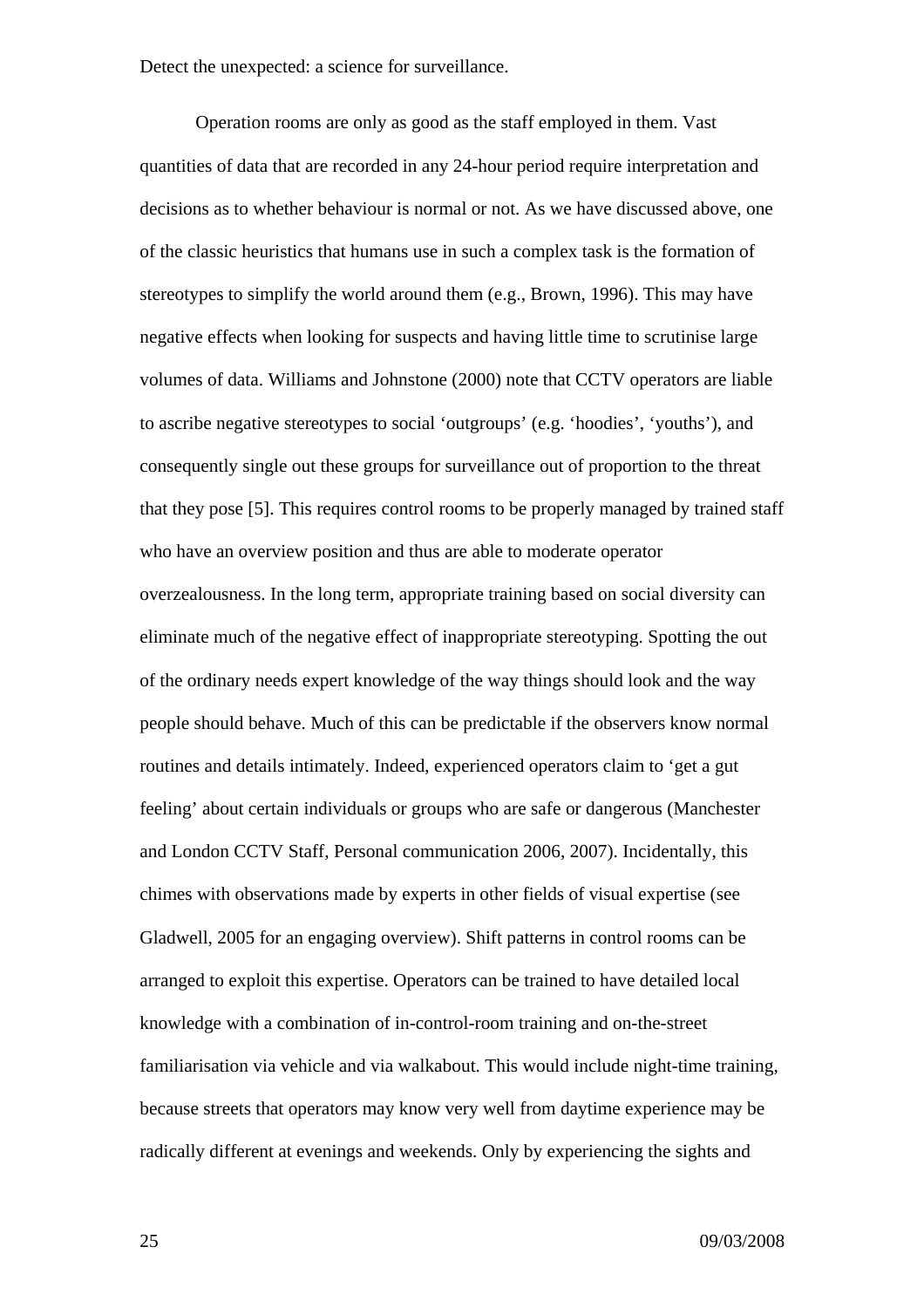Operation rooms are only as good as the staff employed in them. Vast quantities of data that are recorded in any 24-hour period require interpretation and decisions as to whether behaviour is normal or not. As we have discussed above, one of the classic heuristics that humans use in such a complex task is the formation of stereotypes to simplify the world around them (e.g., Brown, 1996). This may have negative effects when looking for suspects and having little time to scrutinise large volumes of data. Williams and Johnstone (2000) note that CCTV operators are liable to ascribe negative stereotypes to social 'outgroups' (e.g. 'hoodies', 'youths'), and consequently single out these groups for surveillance out of proportion to the threat that they pose [5]. This requires control rooms to be properly managed by trained staff who have an overview position and thus are able to moderate operator overzealousness. In the long term, appropriate training based on social diversity can eliminate much of the negative effect of inappropriate stereotyping. Spotting the out of the ordinary needs expert knowledge of the way things should look and the way people should behave. Much of this can be predictable if the observers know normal routines and details intimately. Indeed, experienced operators claim to 'get a gut feeling' about certain individuals or groups who are safe or dangerous (Manchester and London CCTV Staff, Personal communication 2006, 2007). Incidentally, this chimes with observations made by experts in other fields of visual expertise (see Gladwell, 2005 for an engaging overview). Shift patterns in control rooms can be arranged to exploit this expertise. Operators can be trained to have detailed local knowledge with a combination of in-control-room training and on-the-street familiarisation via vehicle and via walkabout. This would include night-time training, because streets that operators may know very well from daytime experience may be radically different at evenings and weekends. Only by experiencing the sights and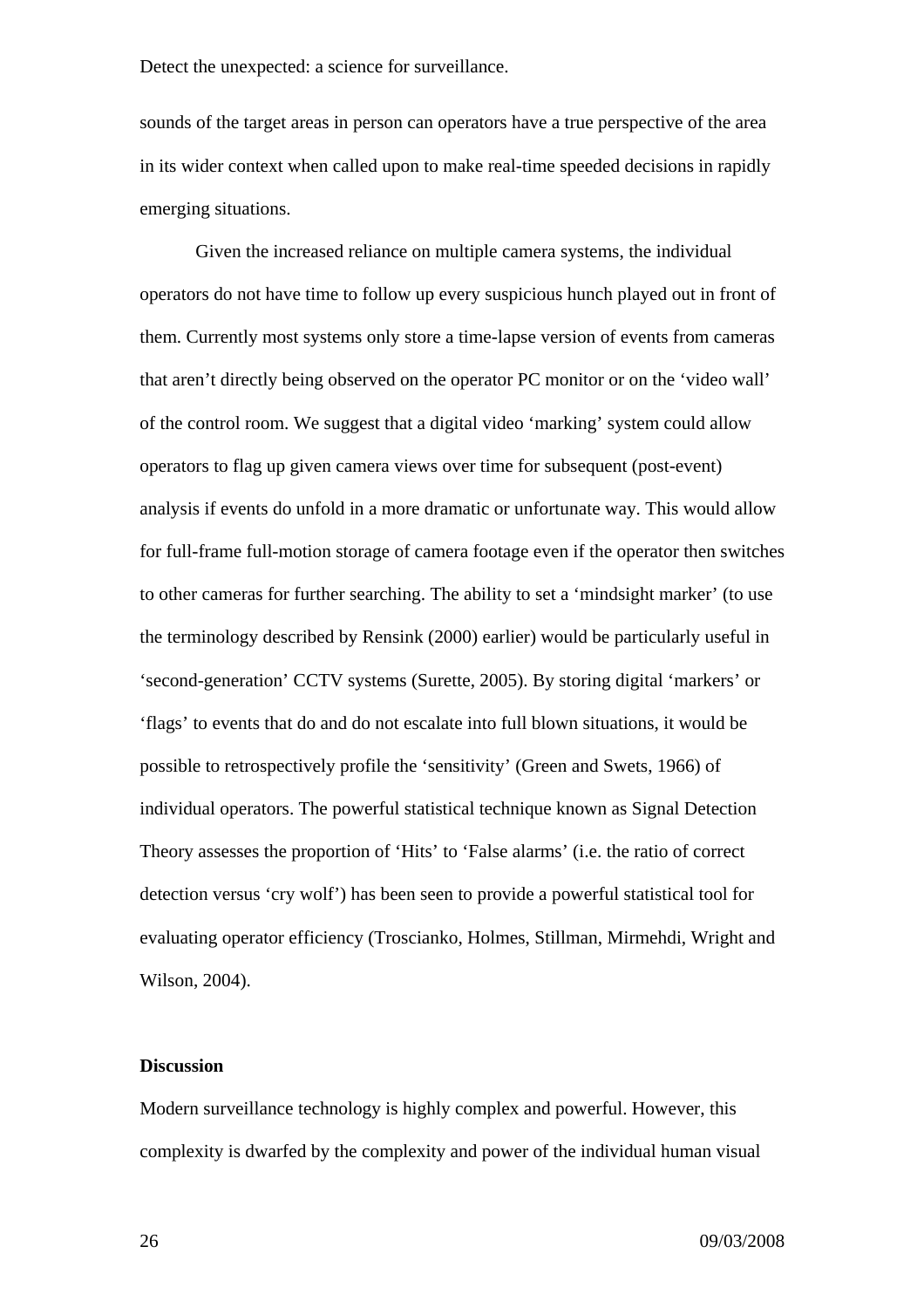sounds of the target areas in person can operators have a true perspective of the area in its wider context when called upon to make real-time speeded decisions in rapidly emerging situations.

Given the increased reliance on multiple camera systems, the individual operators do not have time to follow up every suspicious hunch played out in front of them. Currently most systems only store a time-lapse version of events from cameras that aren't directly being observed on the operator PC monitor or on the 'video wall' of the control room. We suggest that a digital video 'marking' system could allow operators to flag up given camera views over time for subsequent (post-event) analysis if events do unfold in a more dramatic or unfortunate way. This would allow for full-frame full-motion storage of camera footage even if the operator then switches to other cameras for further searching. The ability to set a 'mindsight marker' (to use the terminology described by Rensink (2000) earlier) would be particularly useful in 'second-generation' CCTV systems (Surette, 2005). By storing digital 'markers' or 'flags' to events that do and do not escalate into full blown situations, it would be possible to retrospectively profile the 'sensitivity' (Green and Swets, 1966) of individual operators. The powerful statistical technique known as Signal Detection Theory assesses the proportion of 'Hits' to 'False alarms' (i.e. the ratio of correct detection versus 'cry wolf') has been seen to provide a powerful statistical tool for evaluating operator efficiency (Troscianko, Holmes, Stillman, Mirmehdi, Wright and Wilson, 2004).

**Discussion**

Modern surveillance technology is highly complex and powerful. However, this complexity is dwarfed by the complexity and power of the individual human visual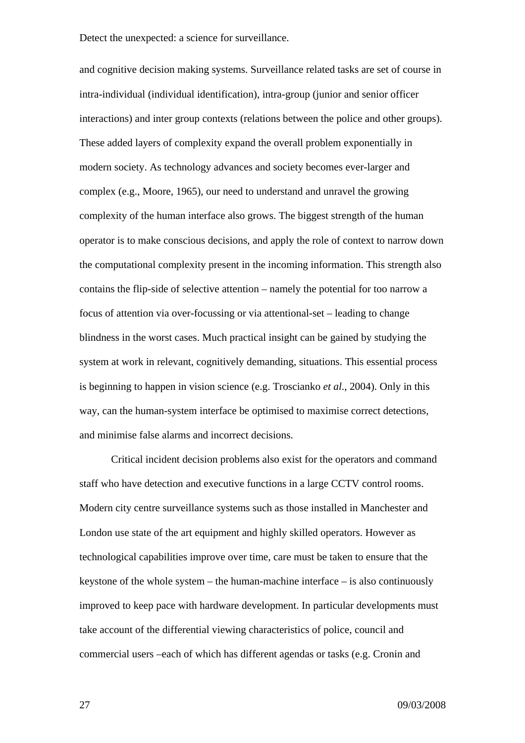and cognitive decision making systems. Surveillance related tasks are set of course in intra-individual (individual identification), intra-group (junior and senior officer interactions) and inter group contexts (relations between the police and other groups). These added layers of complexity expand the overall problem exponentially in modern society. As technology advances and society becomes ever-larger and complex (e.g., Moore, 1965), our need to understand and unravel the growing complexity of the human interface also grows. The biggest strength of the human operator is to make conscious decisions, and apply the role of context to narrow down the computational complexity present in the incoming information. This strength also contains the flip-side of selective attention – namely the potential for too narrow a focus of attention via over-focussing or via attentional-set – leading to change blindness in the worst cases. Much practical insight can be gained by studying the system at work in relevant, cognitively demanding, situations. This essential process is beginning to happen in vision science (e.g. Troscianko *et al*., 2004). Only in this way, can the human-system interface be optimised to maximise correct detections, and minimise false alarms and incorrect decisions.

Critical incident decision problems also exist for the operators and command staff who have detection and executive functions in a large CCTV control rooms. Modern city centre surveillance systems such as those installed in Manchester and London use state of the art equipment and highly skilled operators. However as technological capabilities improve over time, care must be taken to ensure that the keystone of the whole system – the human-machine interface – is also continuously improved to keep pace with hardware development. In particular developments must take account of the differential viewing characteristics of police, council and commercial users –each of which has different agendas or tasks (e.g. Cronin and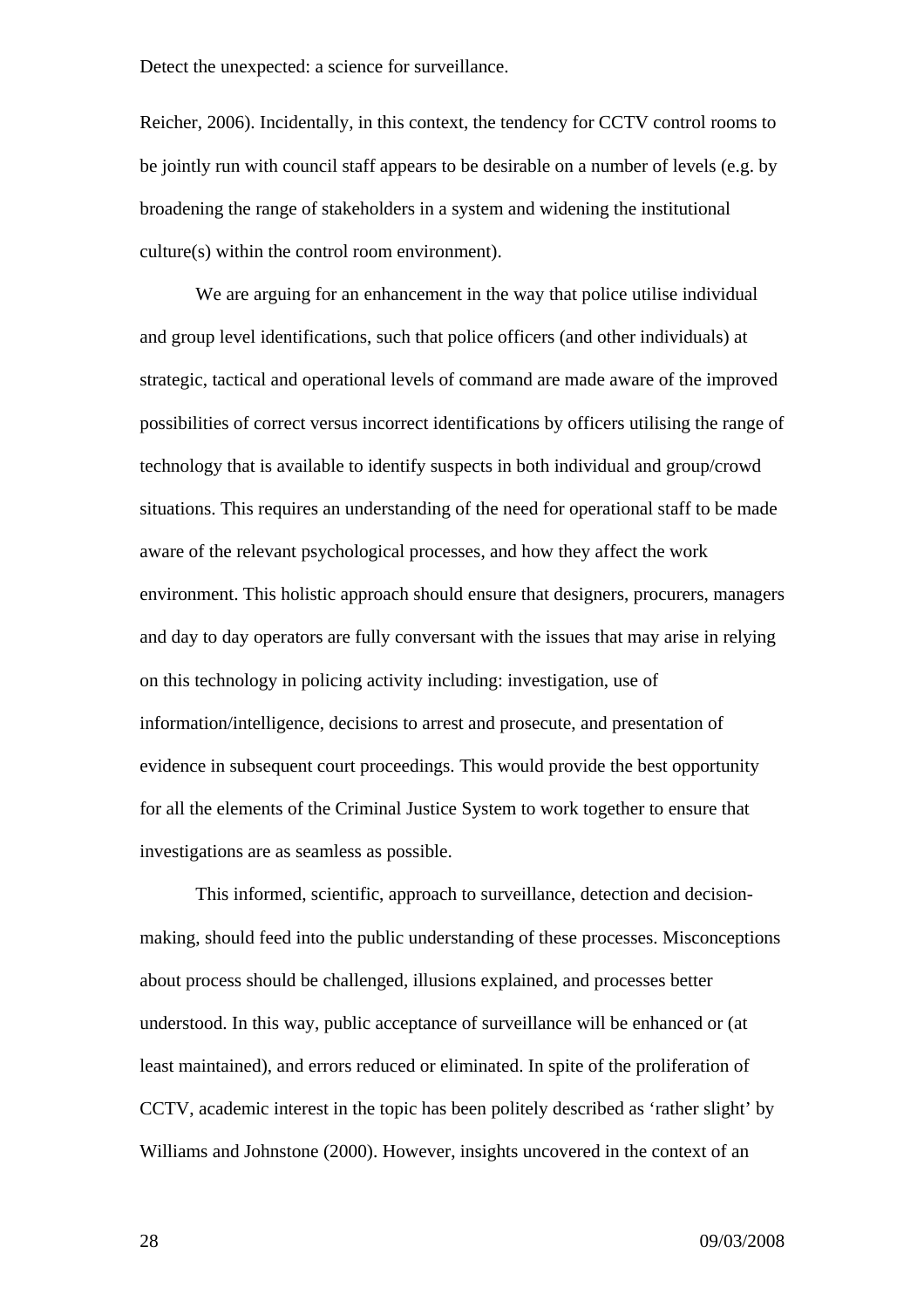Reicher, 2006). Incidentally, in this context, the tendency for CCTV control rooms to be jointly run with council staff appears to be desirable on a number of levels (e.g. by broadening the range of stakeholders in a system and widening the institutional culture(s) within the control room environment).

We are arguing for an enhancement in the way that police utilise individual and group level identifications, such that police officers (and other individuals) at strategic, tactical and operational levels of command are made aware of the improved possibilities of correct versus incorrect identifications by officers utilising the range of technology that is available to identify suspects in both individual and group/crowd situations. This requires an understanding of the need for operational staff to be made aware of the relevant psychological processes, and how they affect the work environment. This holistic approach should ensure that designers, procurers, managers and day to day operators are fully conversant with the issues that may arise in relying on this technology in policing activity including: investigation, use of information/intelligence, decisions to arrest and prosecute, and presentation of evidence in subsequent court proceedings. This would provide the best opportunity for all the elements of the Criminal Justice System to work together to ensure that investigations are as seamless as possible.

This informed, scientific, approach to surveillance, detection and decision-making, should feed into the public understanding of these processes. Misconceptions about process should be challenged, illusions explained, and processes better understood. In this way, public acceptance of surveillance will be enhanced or (at least maintained), and errors reduced or eliminated. In spite of the proliferation of CCTV, academic interest in the topic has been politely described as 'rather slight' by Williams and Johnstone (2000). However, insights uncovered in the context of an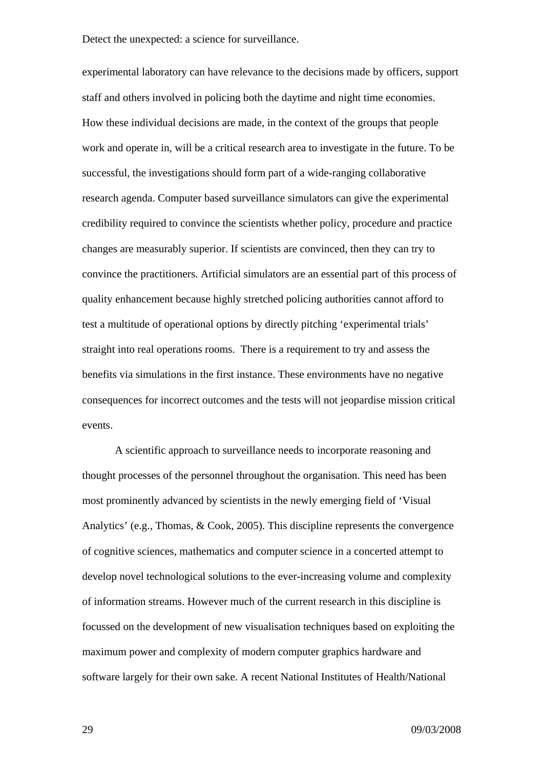experimental laboratory can have relevance to the decisions made by officers, support staff and others involved in policing both the daytime and night time economies. How these individual decisions are made, in the context of the groups that people work and operate in, will be a critical research area to investigate in the future. To be successful, the investigations should form part of a wide-ranging collaborative research agenda. Computer based surveillance simulators can give the experimental credibility required to convince the scientists whether policy, procedure and practice changes are measurably superior. If scientists are convinced, then they can try to convince the practitioners. Artificial simulators are an essential part of this process of quality enhancement because highly stretched policing authorities cannot afford to test a multitude of operational options by directly pitching 'experimental trials' straight into real operations rooms. There is a requirement to try and assess the benefits via simulations in the first instance. These environments have no negative consequences for incorrect outcomes and the tests will not jeopardise mission critical events.

A scientific approach to surveillance needs to incorporate reasoning and thought processes of the personnel throughout the organisation. This need has been most prominently advanced by scientists in the newly emerging field of 'Visual Analytics' (e.g., Thomas, & Cook, 2005). This discipline represents the convergence of cognitive sciences, mathematics and computer science in a concerted attempt to develop novel technological solutions to the ever-increasing volume and complexity of information streams. However much of the current research in this discipline is focussed on the development of new visualisation techniques based on exploiting the maximum power and complexity of modern computer graphics hardware and software largely for their own sake. A recent National Institutes of Health/National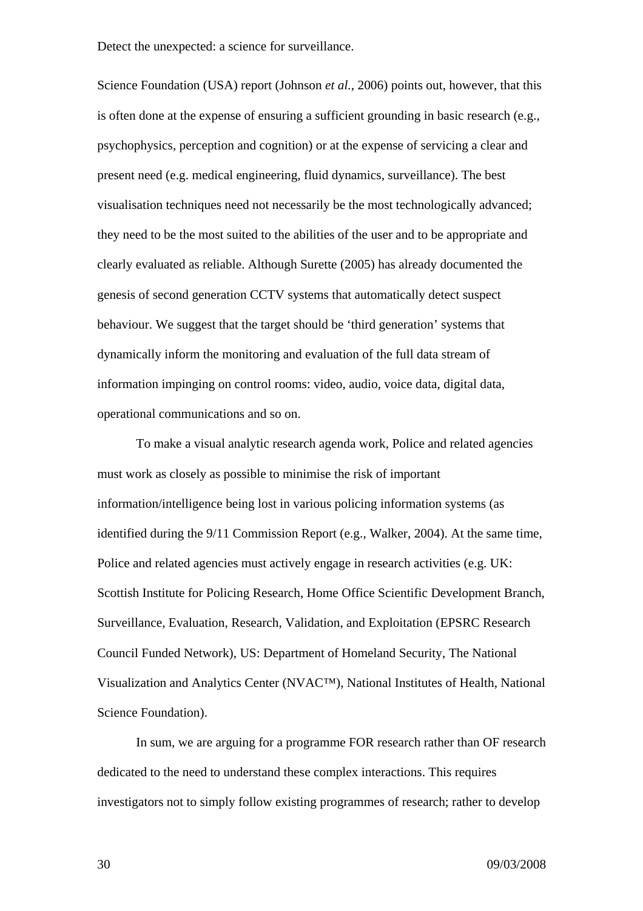Science Foundation (USA) report (Johnson *et al.*, 2006) points out, however, that this is often done at the expense of ensuring a sufficient grounding in basic research (e.g., psychophysics, perception and cognition) or at the expense of servicing a clear and present need (e.g. medical engineering, fluid dynamics, surveillance). The best visualisation techniques need not necessarily be the most technologically advanced; they need to be the most suited to the abilities of the user and to be appropriate and clearly evaluated as reliable. Although Surette (2005) has already documented the genesis of second generation CCTV systems that automatically detect suspect behaviour. We suggest that the target should be 'third generation' systems that dynamically inform the monitoring and evaluation of the full data stream of information impinging on control rooms: video, audio, voice data, digital data, operational communications and so on.

To make a visual analytic research agenda work, Police and related agencies must work as closely as possible to minimise the risk of important information/intelligence being lost in various policing information systems (as identified during the 9/11 Commission Report (e.g., Walker, 2004). At the same time, Police and related agencies must actively engage in research activities (e.g. UK: Scottish Institute for Policing Research, Home Office Scientific Development Branch, Surveillance, Evaluation, Research, Validation, and Exploitation (EPSRC Research Council Funded Network), US: Department of Homeland Security, The National Visualization and Analytics Center (NVAC™), National Institutes of Health, National Science Foundation).

In sum, we are arguing for a programme FOR research rather than OF research dedicated to the need to understand these complex interactions. This requires investigators not to simply follow existing programmes of research; rather to develop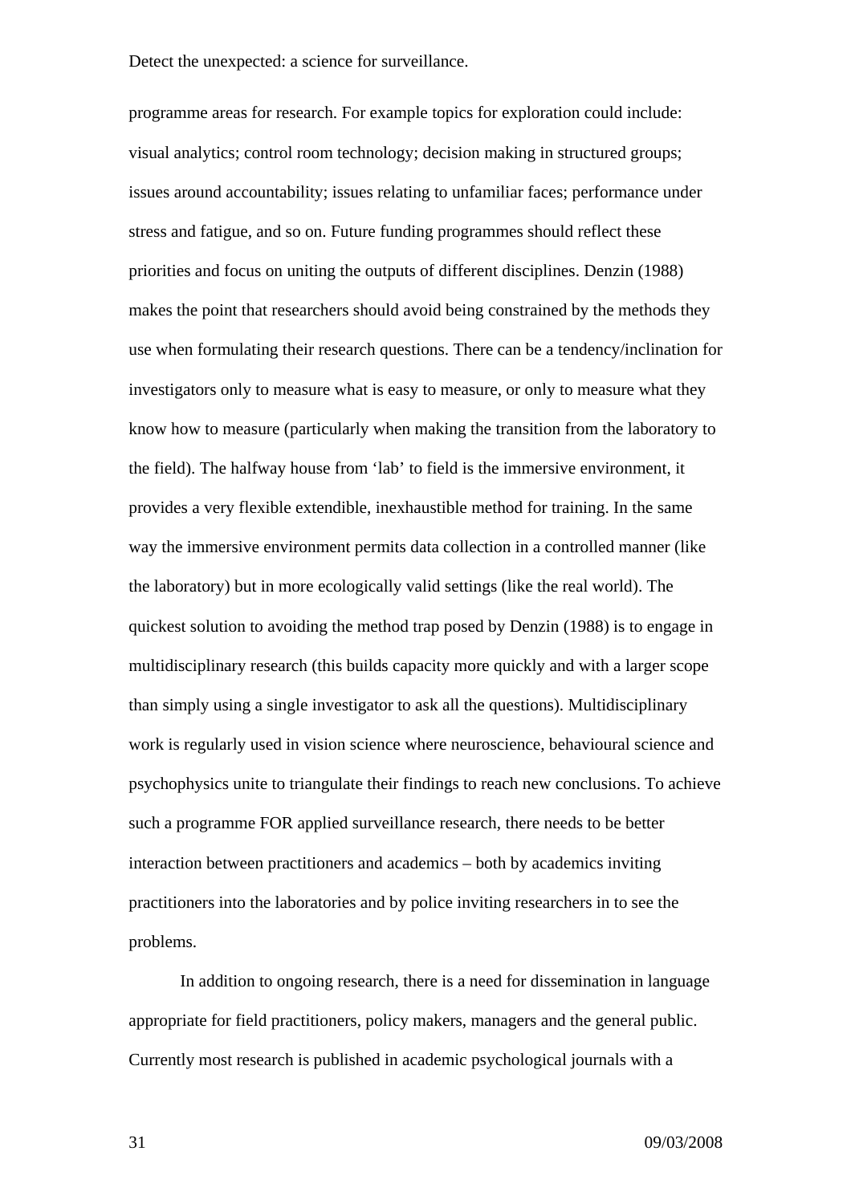programme areas for research. For example topics for exploration could include: visual analytics; control room technology; decision making in structured groups; issues around accountability; issues relating to unfamiliar faces; performance under stress and fatigue, and so on. Future funding programmes should reflect these priorities and focus on uniting the outputs of different disciplines. Denzin (1988) makes the point that researchers should avoid being constrained by the methods they use when formulating their research questions. There can be a tendency/inclination for investigators only to measure what is easy to measure, or only to measure what they know how to measure (particularly when making the transition from the laboratory to the field). The halfway house from 'lab' to field is the immersive environment, it provides a very flexible extendible, inexhaustible method for training. In the same way the immersive environment permits data collection in a controlled manner (like the laboratory) but in more ecologically valid settings (like the real world). The quickest solution to avoiding the method trap posed by Denzin (1988) is to engage in multidisciplinary research (this builds capacity more quickly and with a larger scope than simply using a single investigator to ask all the questions). Multidisciplinary work is regularly used in vision science where neuroscience, behavioural science and psychophysics unite to triangulate their findings to reach new conclusions. To achieve such a programme FOR applied surveillance research, there needs to be better interaction between practitioners and academics – both by academics inviting practitioners into the laboratories and by police inviting researchers in to see the problems.

In addition to ongoing research, there is a need for dissemination in language appropriate for field practitioners, policy makers, managers and the general public. Currently most research is published in academic psychological journals with a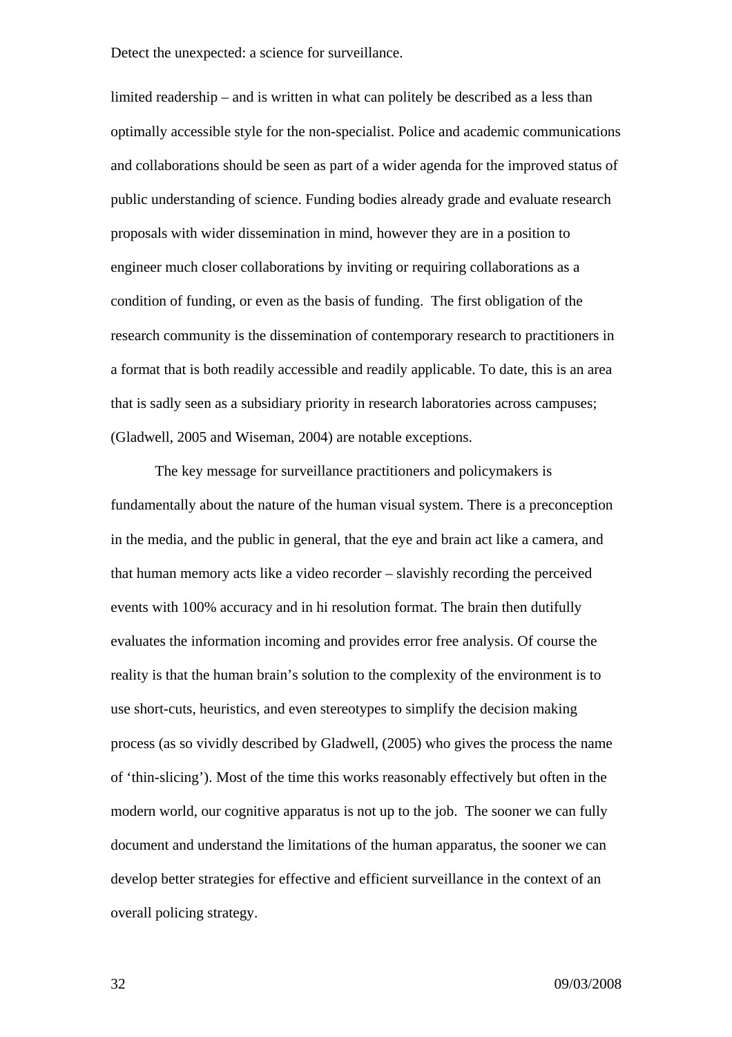limited readership – and is written in what can politely be described as a less than optimally accessible style for the non-specialist. Police and academic communications and collaborations should be seen as part of a wider agenda for the improved status of public understanding of science. Funding bodies already grade and evaluate research proposals with wider dissemination in mind, however they are in a position to engineer much closer collaborations by inviting or requiring collaborations as a condition of funding, or even as the basis of funding.  The first obligation of the research community is the dissemination of contemporary research to practitioners in a format that is both readily accessible and readily applicable. To date, this is an area that is sadly seen as a subsidiary priority in research laboratories across campuses; (Gladwell, 2005 and Wiseman, 2004) are notable exceptions.

The key message for surveillance practitioners and policymakers is fundamentally about the nature of the human visual system. There is a preconception in the media, and the public in general, that the eye and brain act like a camera, and that human memory acts like a video recorder – slavishly recording the perceived events with 100% accuracy and in hi resolution format. The brain then dutifully evaluates the information incoming and provides error free analysis. Of course the reality is that the human brain's solution to the complexity of the environment is to use short-cuts, heuristics, and even stereotypes to simplify the decision making process (as so vividly described by Gladwell, (2005) who gives the process the name of 'thin-slicing'). Most of the time this works reasonably effectively but often in the modern world, our cognitive apparatus is not up to the job.  The sooner we can fully document and understand the limitations of the human apparatus, the sooner we can develop better strategies for effective and efficient surveillance in the context of an overall policing strategy.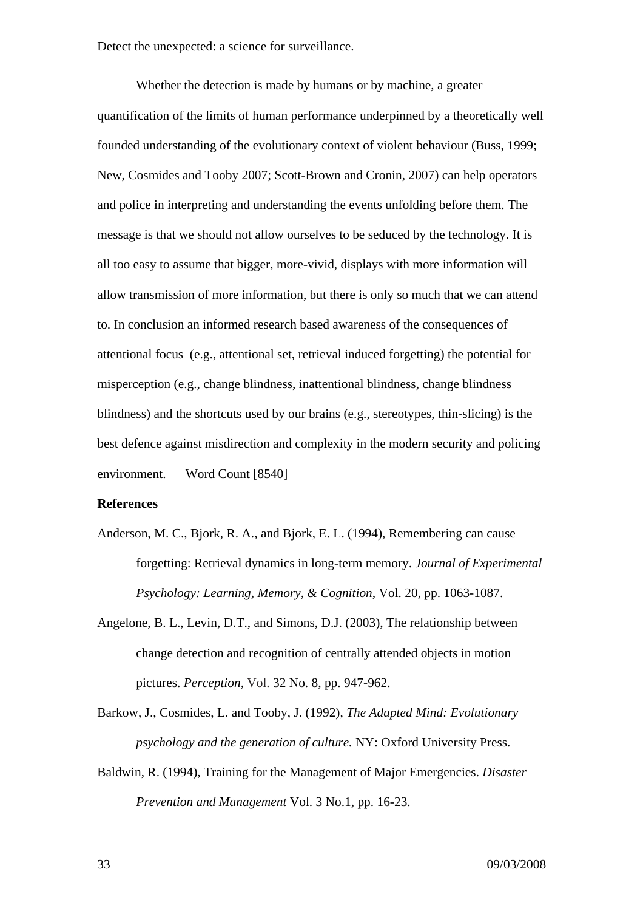Detect the unexpected: a science for surveillance.

Whether the detection is made by humans or by machine, a greater quantification of the limits of human performance underpinned by a theoretically well founded understanding of the evolutionary context of violent behaviour (Buss, 1999; New, Cosmides and Tooby 2007; Scott-Brown and Cronin, 2007) can help operators and police in interpreting and understanding the events unfolding before them. The message is that we should not allow ourselves to be seduced by the technology. It is all too easy to assume that bigger, more-vivid, displays with more information will allow transmission of more information, but there is only so much that we can attend to. In conclusion an informed research based awareness of the consequences of attentional focus (e.g., attentional set, retrieval induced forgetting) the potential for misperception (e.g., change blindness, inattentional blindness, change blindness blindness) and the shortcuts used by our brains (e.g., stereotypes, thin-slicing) is the best defence against misdirection and complexity in the modern security and policing environment. Word Count [8540]

**References**

Anderson, M. C., Bjork, R. A., and Bjork, E. L. (1994), Remembering can cause forgetting: Retrieval dynamics in long-term memory. *Journal of Experimental Psychology: Learning, Memory, & Cognition*, Vol. 20, pp. 1063-1087.

Angelone, B. L., Levin, D.T., and Simons, D.J. (2003), The relationship between change detection and recognition of centrally attended objects in motion pictures. *Perception,* Vol. 32 No. 8, pp. 947-962.

Barkow, J., Cosmides, L. and Tooby, J. (1992), *The Adapted Mind: Evolutionary psychology and the generation of culture.* NY: Oxford University Press.

Baldwin, R. (1994), Training for the Management of Major Emergencies. *Disaster Prevention and Management* Vol. 3 No.1, pp. 16-23.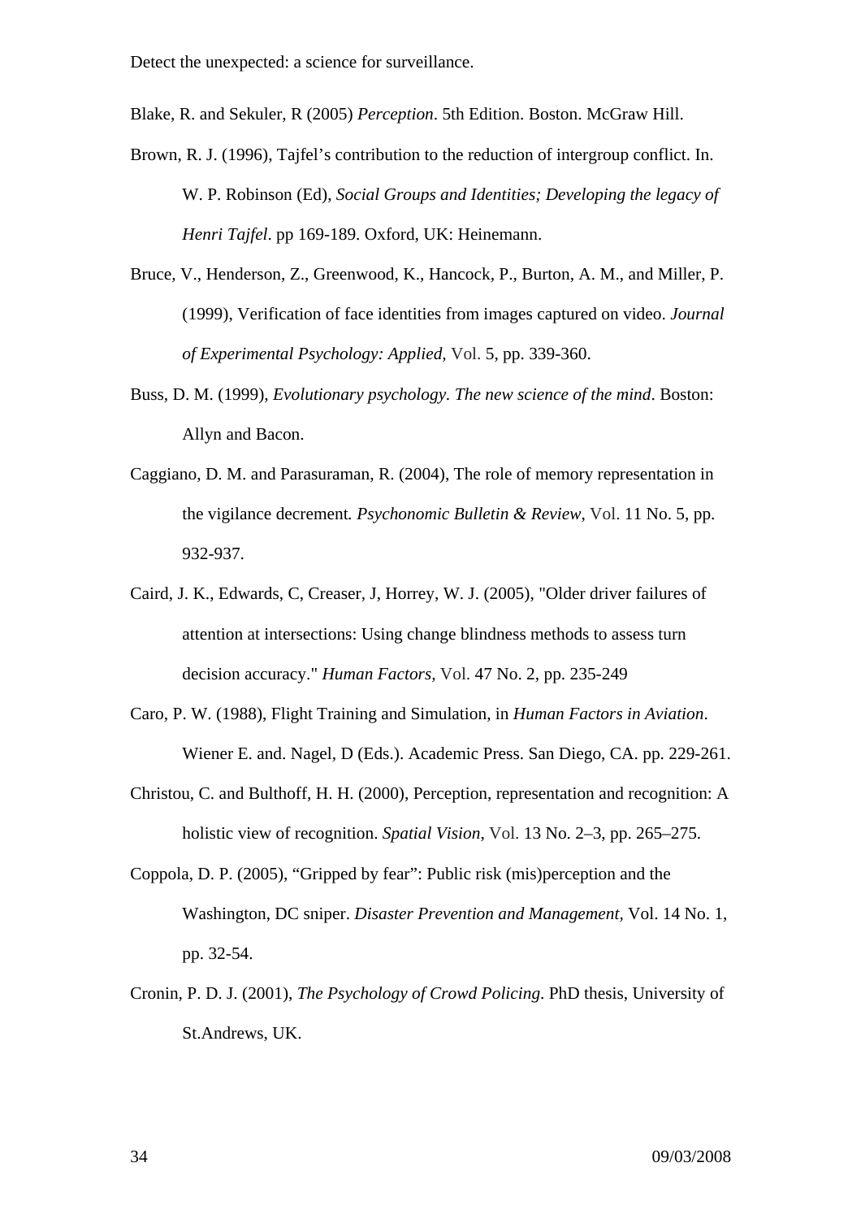Blake, R. and Sekuler, R (2005) *Perception*. 5th Edition. Boston. McGraw Hill.

Brown, R. J. (1996), Tajfel's contribution to the reduction of intergroup conflict. In. W. P. Robinson (Ed), *Social Groups and Identities; Developing the legacy of Henri Tajfel*. pp 169-189. Oxford, UK: Heinemann.

Bruce, V., Henderson, Z., Greenwood, K., Hancock, P., Burton, A. M., and Miller, P. (1999), Verification of face identities from images captured on video. *Journal of Experimental Psychology: Applied*, Vol. 5, pp. 339-360.

Buss, D. M. (1999), *Evolutionary psychology. The new science of the mind*. Boston: Allyn and Bacon.

Caggiano, D. M. and Parasuraman, R. (2004), The role of memory representation in the vigilance decrement. *Psychonomic Bulletin & Review*, Vol. 11 No. 5, pp. 932-937.

Caird, J. K., Edwards, C, Creaser, J, Horrey, W. J. (2005), "Older driver failures of attention at intersections: Using change blindness methods to assess turn decision accuracy." *Human Factors,* Vol. 47 No. 2, pp. 235-249

Caro, P. W. (1988), Flight Training and Simulation, in *Human Factors in Aviation*. Wiener E. and. Nagel, D (Eds.). Academic Press. San Diego, CA. pp. 229-261.

Christou, C. and Bulthoff, H. H. (2000), Perception, representation and recognition: A holistic view of recognition. *Spatial Vision*, Vol. 13 No. 2–3, pp. 265–275.

Coppola, D. P. (2005), "Gripped by fear": Public risk (mis)perception and the Washington, DC sniper. *Disaster Prevention and Management,* Vol. 14 No. 1, pp. 32-54.

Cronin, P. D. J. (2001), *The Psychology of Crowd Policing*. PhD thesis, University of St.Andrews, UK.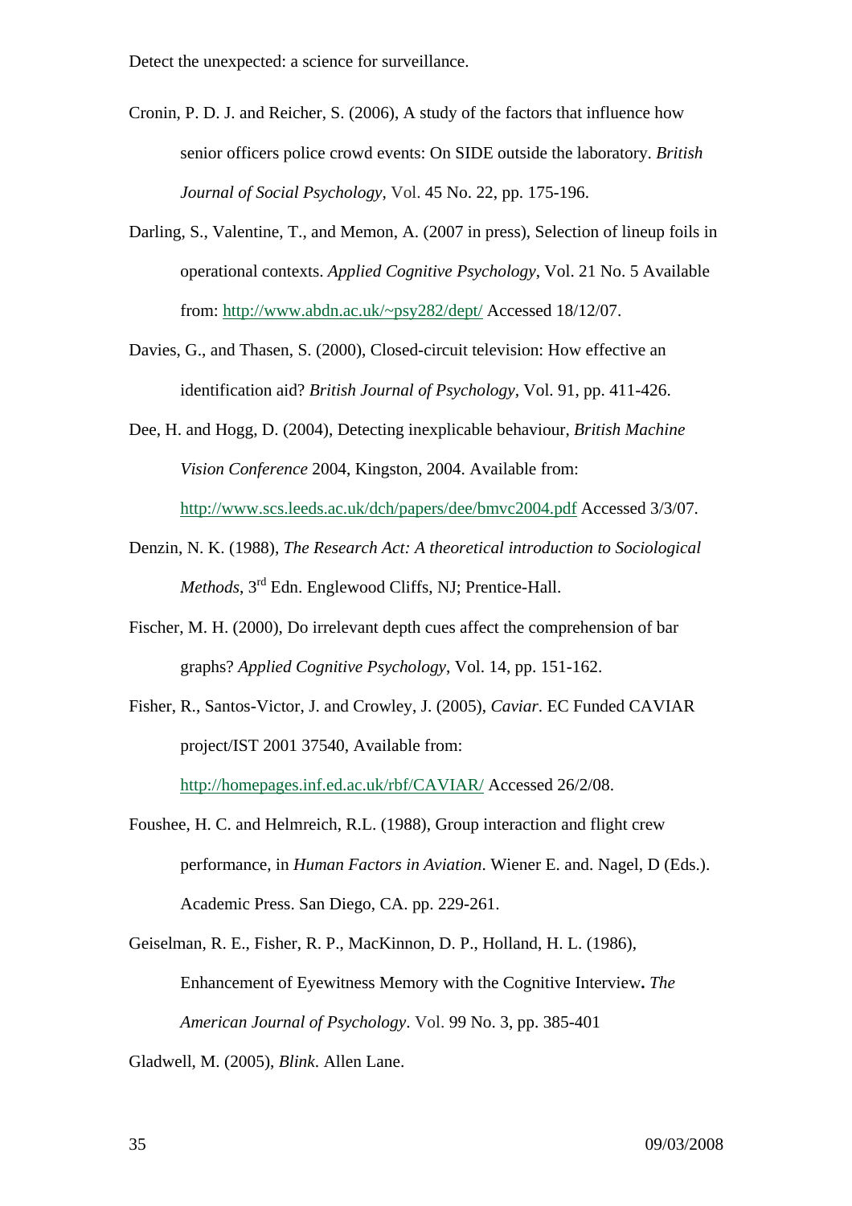Cronin, P. D. J. and Reicher, S. (2006), A study of the factors that influence how senior officers police crowd events: On SIDE outside the laboratory. *British Journal of Social Psychology*, Vol. 45 No. 22, pp. 175-196.

Darling, S., Valentine, T., and Memon, A. (2007 in press), Selection of lineup foils in operational contexts. *Applied Cognitive Psychology*, Vol. 21 No. 5 Available from: http://www.abdn.ac.uk/~psy282/dept/ Accessed 18/12/07.

Davies, G., and Thasen, S. (2000), Closed-circuit television: How effective an identification aid? *British Journal of Psychology*, Vol. 91, pp. 411-426.

Dee, H. and Hogg, D. (2004), Detecting inexplicable behaviour, *British Machine Vision Conference* 2004, Kingston, 2004. Available from: http://www.scs.leeds.ac.uk/dch/papers/dee/bmvc2004.pdf Accessed 3/3/07.

Denzin, N. K. (1988), *The Research Act: A theoretical introduction to Sociological Methods*, 3rd Edn. Englewood Cliffs, NJ; Prentice-Hall.

Fischer, M. H. (2000), Do irrelevant depth cues affect the comprehension of bar graphs? *Applied Cognitive Psychology*, Vol. 14, pp. 151-162.

Fisher, R., Santos-Victor, J. and Crowley, J. (2005), *Caviar*. EC Funded CAVIAR project/IST 2001 37540, Available from: http://homepages.inf.ed.ac.uk/rbf/CAVIAR/ Accessed 26/2/08.

Foushee, H. C. and Helmreich, R.L. (1988), Group interaction and flight crew performance, in *Human Factors in Aviation*. Wiener E. and. Nagel, D (Eds.). Academic Press. San Diego, CA. pp. 229-261.

Geiselman, R. E., Fisher, R. P., MacKinnon, D. P., Holland, H. L. (1986), Enhancement of Eyewitness Memory with the Cognitive Interview**.** *The American Journal of Psychology*. Vol. 99 No. 3, pp. 385-401

Gladwell, M. (2005), *Blink*. Allen Lane.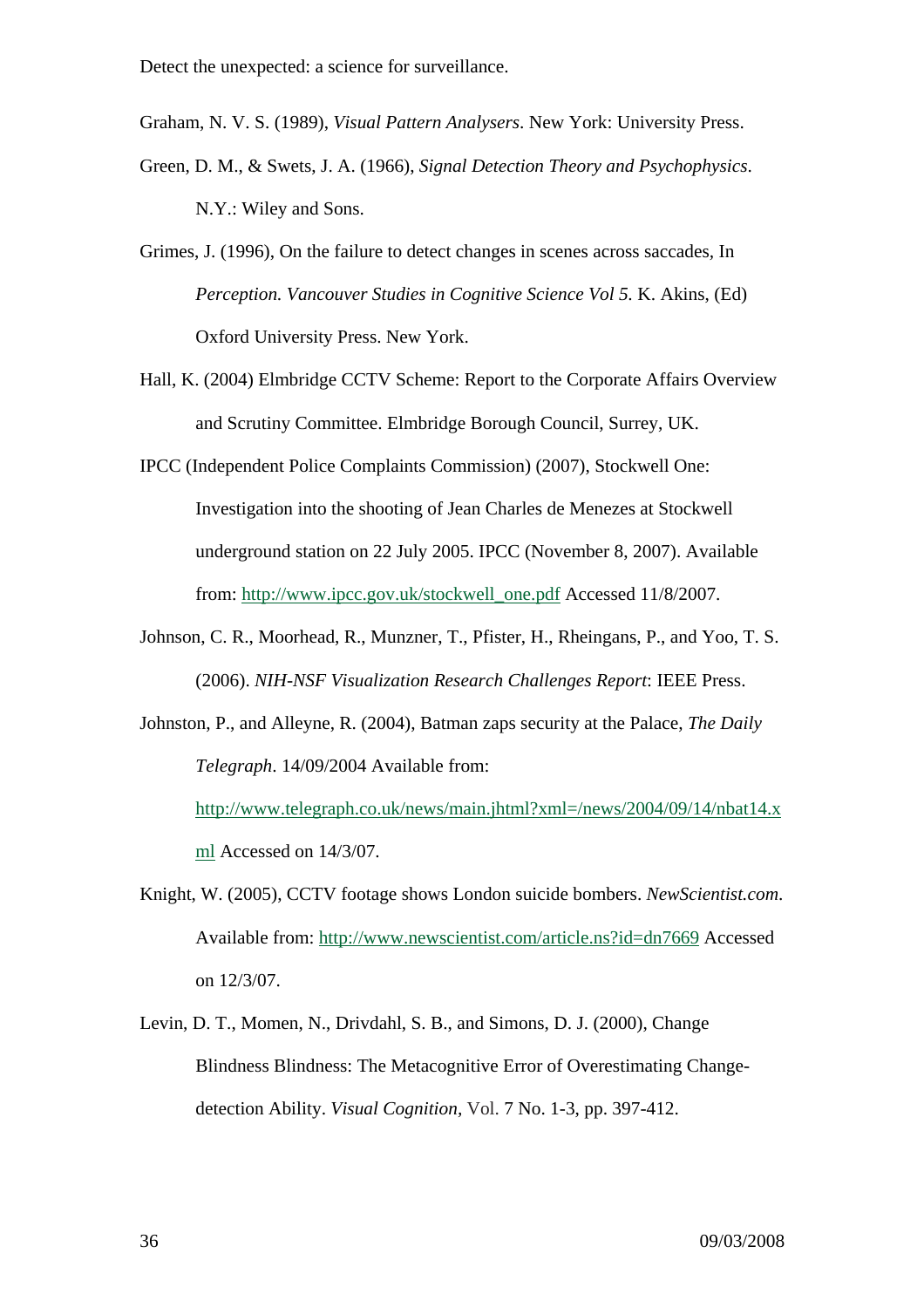Graham, N. V. S. (1989), *Visual Pattern Analysers*. New York: University Press.

Green, D. M., & Swets, J. A. (1966), *Signal Detection Theory and Psychophysics*. N.Y.: Wiley and Sons.

Grimes, J. (1996), On the failure to detect changes in scenes across saccades, In *Perception. Vancouver Studies in Cognitive Science Vol 5*. K. Akins, (Ed) Oxford University Press. New York.

Hall, K. (2004) Elmbridge CCTV Scheme: Report to the Corporate Affairs Overview and Scrutiny Committee. Elmbridge Borough Council, Surrey, UK.

IPCC (Independent Police Complaints Commission) (2007), Stockwell One: Investigation into the shooting of Jean Charles de Menezes at Stockwell underground station on 22 July 2005. IPCC (November 8, 2007). Available from: http://www.ipcc.gov.uk/stockwell_one.pdf Accessed 11/8/2007.

Johnson, C. R., Moorhead, R., Munzner, T., Pfister, H., Rheingans, P., and Yoo, T. S. (2006). *NIH-NSF Visualization Research Challenges Report*: IEEE Press.

Johnston, P., and Alleyne, R. (2004), Batman zaps security at the Palace, *The Daily Telegraph*. 14/09/2004 Available from: http://www.telegraph.co.uk/news/main.jhtml?xml=/news/2004/09/14/nbat14.xml Accessed on 14/3/07.

Knight, W. (2005), CCTV footage shows London suicide bombers. *NewScientist.com*. Available from: http://www.newscientist.com/article.ns?id=dn7669 Accessed on 12/3/07.

Levin, D. T., Momen, N., Drivdahl, S. B., and Simons, D. J. (2000), Change Blindness Blindness: The Metacognitive Error of Overestimating Change-detection Ability. *Visual Cognition*, Vol. 7 No. 1-3, pp. 397-412.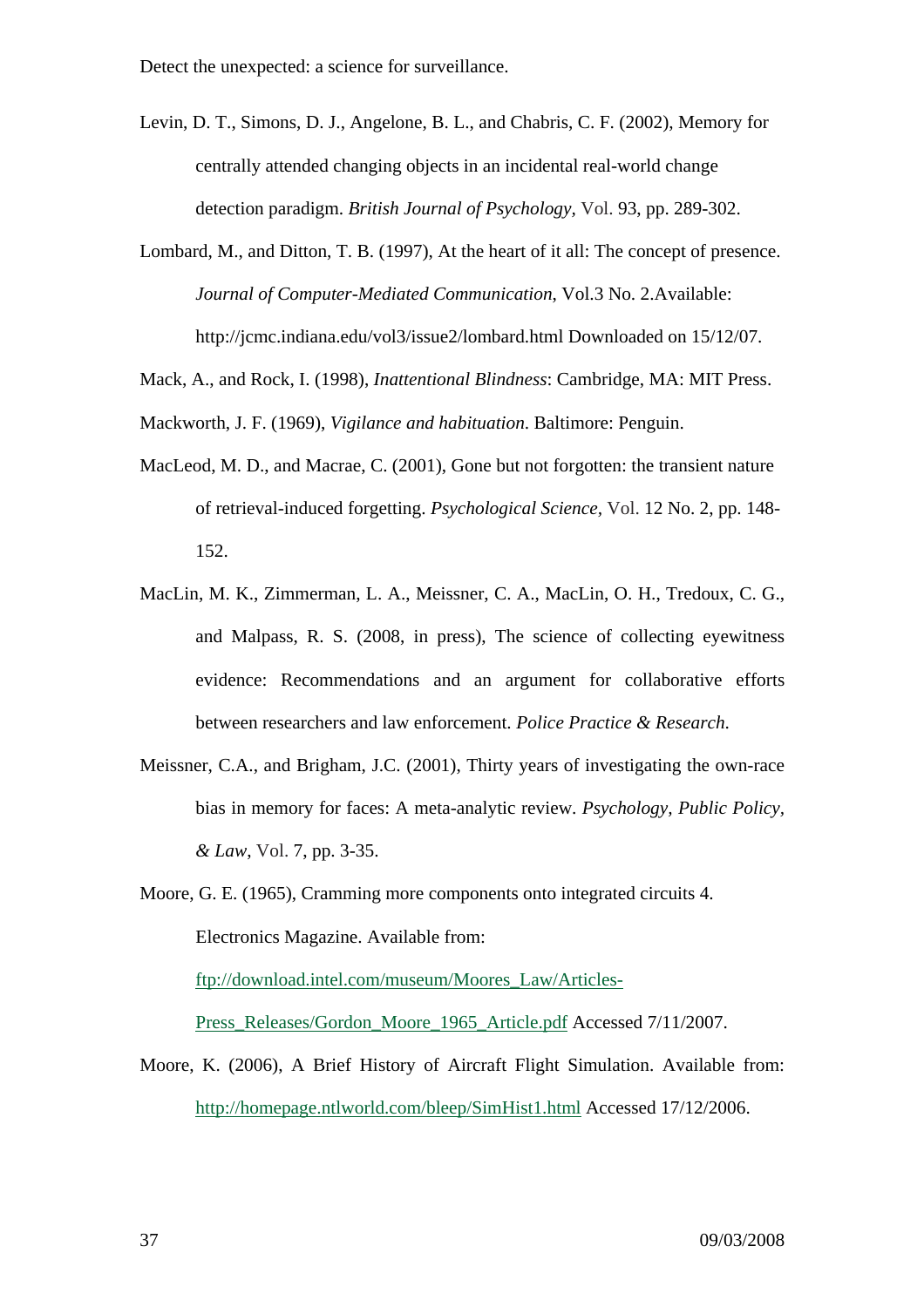Detect the unexpected: a science for surveillance.

Levin, D. T., Simons, D. J., Angelone, B. L., and Chabris, C. F. (2002), Memory for centrally attended changing objects in an incidental real-world change detection paradigm. *British Journal of Psychology*, Vol. 93, pp. 289-302.

Lombard, M., and Ditton, T. B. (1997), At the heart of it all: The concept of presence. *Journal of Computer-Mediated Communication*, Vol.3 No. 2.Available: http://jcmc.indiana.edu/vol3/issue2/lombard.html Downloaded on 15/12/07.

Mack, A., and Rock, I. (1998), *Inattentional Blindness*: Cambridge, MA: MIT Press.

Mackworth, J. F. (1969), *Vigilance and habituation*. Baltimore: Penguin.

MacLeod, M. D., and Macrae, C. (2001), Gone but not forgotten: the transient nature of retrieval-induced forgetting. *Psychological Science*, Vol. 12 No. 2, pp. 148-152.

MacLin, M. K., Zimmerman, L. A., Meissner, C. A., MacLin, O. H., Tredoux, C. G., and Malpass, R. S. (2008, in press), The science of collecting eyewitness evidence: Recommendations and an argument for collaborative efforts between researchers and law enforcement. *Police Practice & Research*.

Meissner, C.A., and Brigham, J.C. (2001), Thirty years of investigating the own-race bias in memory for faces: A meta-analytic review. *Psychology, Public Policy, & Law*, Vol. 7, pp. 3-35.

Moore, G. E. (1965), Cramming more components onto integrated circuits 4. Electronics Magazine. Available from: ftp://download.intel.com/museum/Moores_Law/Articles-Press_Releases/Gordon_Moore_1965_Article.pdf Accessed 7/11/2007.

Moore, K. (2006), A Brief History of Aircraft Flight Simulation. Available from: http://homepage.ntlworld.com/bleep/SimHist1.html Accessed 17/12/2006.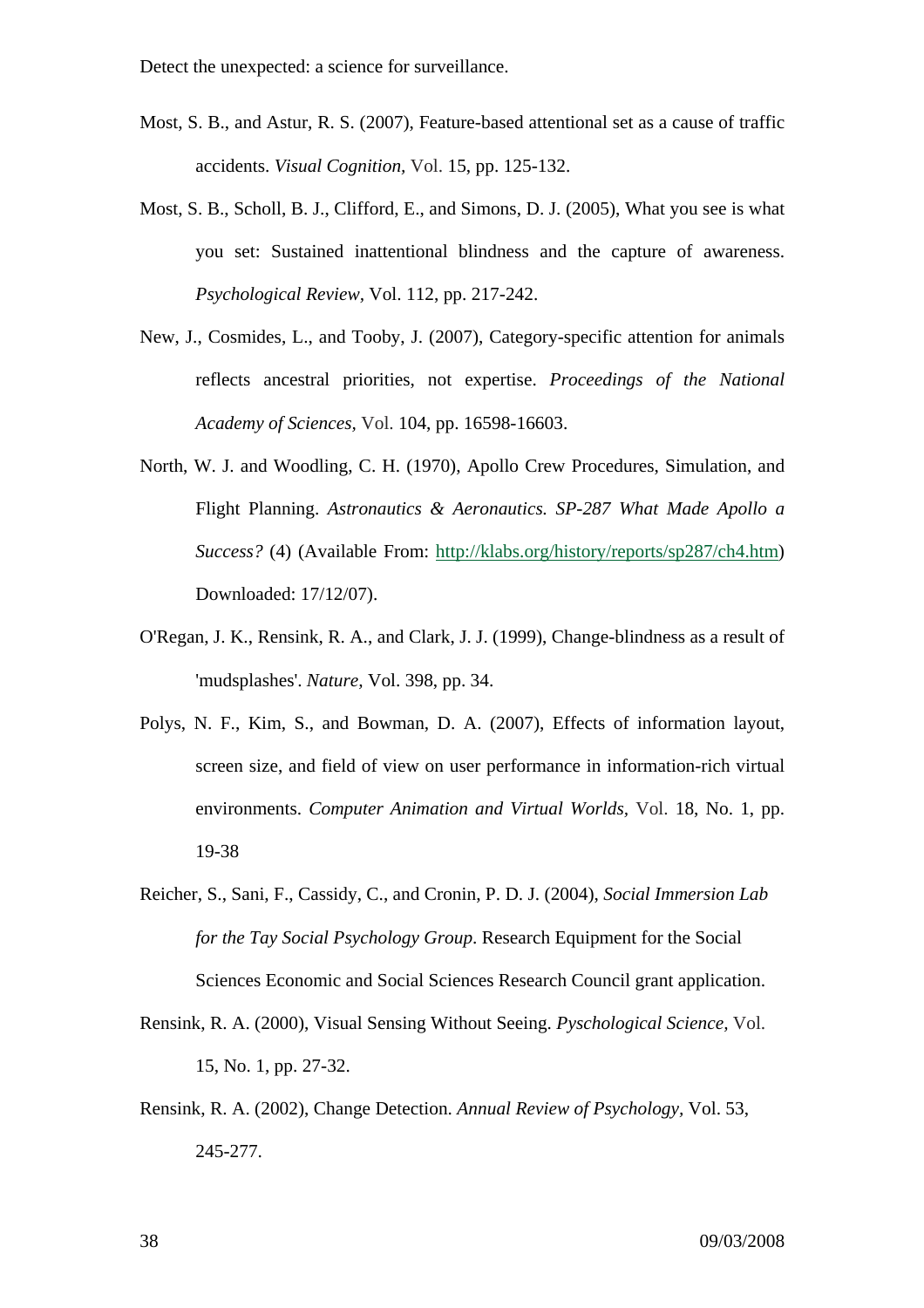Most, S. B., and Astur, R. S. (2007), Feature-based attentional set as a cause of traffic accidents. *Visual Cognition*, Vol. 15, pp. 125-132.

Most, S. B., Scholl, B. J., Clifford, E., and Simons, D. J. (2005), What you see is what you set: Sustained inattentional blindness and the capture of awareness. *Psychological Review*, Vol. 112, pp. 217-242.

New, J., Cosmides, L., and Tooby, J. (2007), Category-specific attention for animals reflects ancestral priorities, not expertise. *Proceedings of the National Academy of Sciences*, Vol. 104, pp. 16598-16603.

North, W. J. and Woodling, C. H. (1970), Apollo Crew Procedures, Simulation, and Flight Planning. *Astronautics & Aeronautics. SP-287 What Made Apollo a Success?* (4) (Available From: http://klabs.org/history/reports/sp287/ch4.htm) Downloaded: 17/12/07).

O'Regan, J. K., Rensink, R. A., and Clark, J. J. (1999), Change-blindness as a result of 'mudsplashes'. *Nature*, Vol. 398, pp. 34.

Polys, N. F., Kim, S., and Bowman, D. A. (2007), Effects of information layout, screen size, and field of view on user performance in information-rich virtual environments. *Computer Animation and Virtual Worlds*, Vol. 18, No. 1, pp. 19-38

Reicher, S., Sani, F., Cassidy, C., and Cronin, P. D. J. (2004), *Social Immersion Lab for the Tay Social Psychology Group*. Research Equipment for the Social Sciences Economic and Social Sciences Research Council grant application.

Rensink, R. A. (2000), Visual Sensing Without Seeing. *Pyschological Science*, Vol. 15, No. 1, pp. 27-32.

Rensink, R. A. (2002), Change Detection. *Annual Review of Psychology*, Vol. 53, 245-277.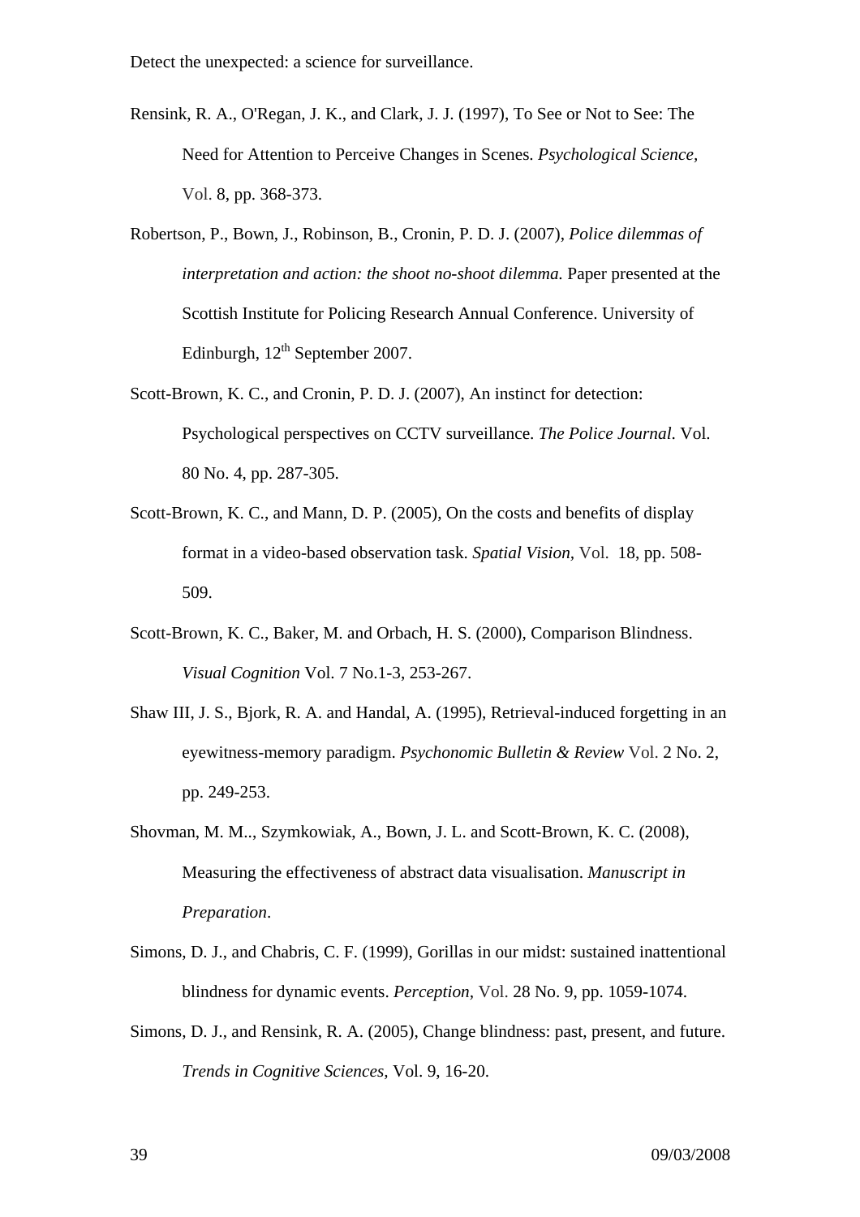Rensink, R. A., O'Regan, J. K., and Clark, J. J. (1997), To See or Not to See: The Need for Attention to Perceive Changes in Scenes. *Psychological Science,* Vol. 8, pp. 368-373.

Robertson, P., Bown, J., Robinson, B., Cronin, P. D. J. (2007), *Police dilemmas of interpretation and action: the shoot no-shoot dilemma.* Paper presented at the Scottish Institute for Policing Research Annual Conference. University of Edinburgh, 12th September 2007.

Scott-Brown, K. C., and Cronin, P. D. J. (2007), An instinct for detection: Psychological perspectives on CCTV surveillance. *The Police Journal.* Vol. 80 No. 4, pp. 287-305.

Scott-Brown, K. C., and Mann, D. P. (2005), On the costs and benefits of display format in a video-based observation task. *Spatial Vision,* Vol. 18, pp. 508-509.

Scott-Brown, K. C., Baker, M. and Orbach, H. S. (2000), Comparison Blindness. *Visual Cognition* Vol. 7 No.1-3, 253-267.

Shaw III, J. S., Bjork, R. A. and Handal, A. (1995), Retrieval-induced forgetting in an eyewitness-memory paradigm. *Psychonomic Bulletin & Review* Vol. 2 No. 2, pp. 249-253.

Shovman, M. M.., Szymkowiak, A., Bown, J. L. and Scott-Brown, K. C. (2008), Measuring the effectiveness of abstract data visualisation. *Manuscript in Preparation*.

Simons, D. J., and Chabris, C. F. (1999), Gorillas in our midst: sustained inattentional blindness for dynamic events. *Perception,* Vol. 28 No. 9, pp. 1059-1074.

Simons, D. J., and Rensink, R. A. (2005), Change blindness: past, present, and future. *Trends in Cognitive Sciences,* Vol. 9, 16-20.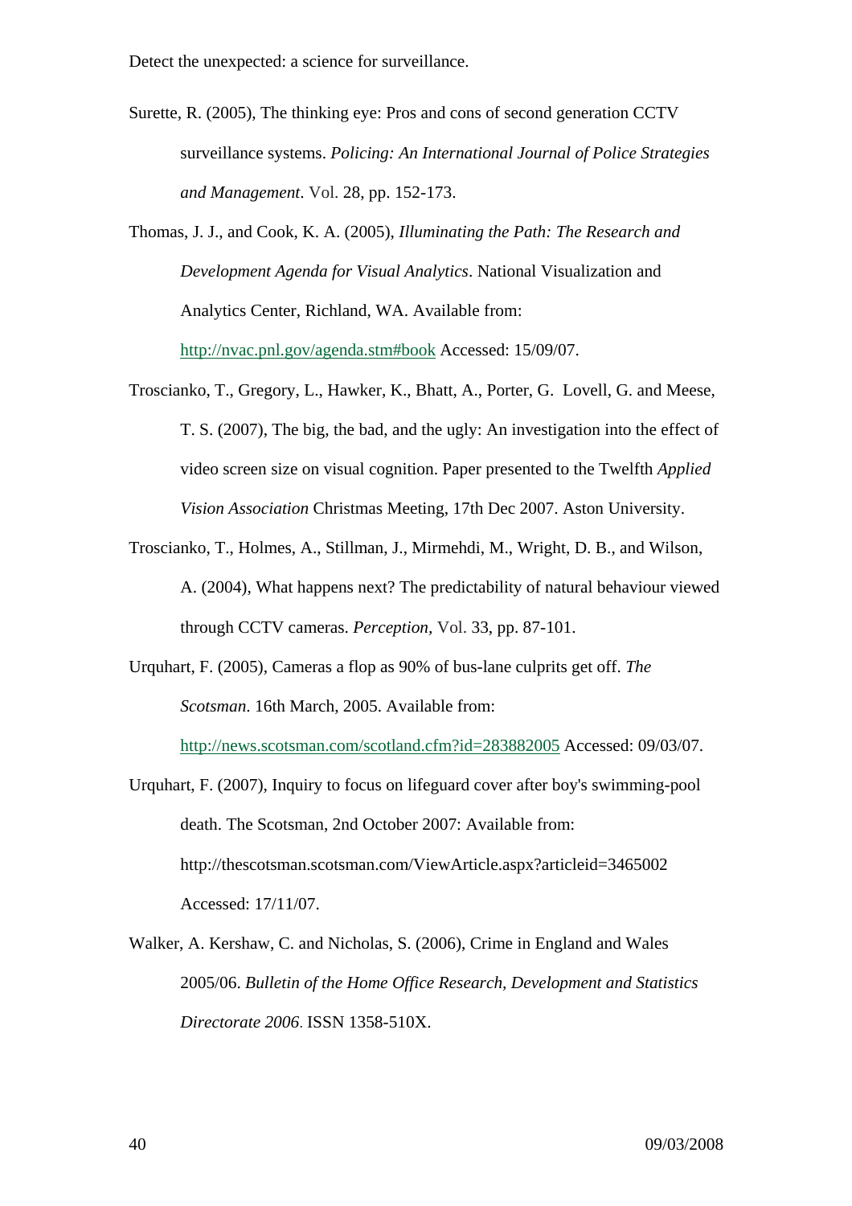Surette, R. (2005), The thinking eye: Pros and cons of second generation CCTV surveillance systems. *Policing: An International Journal of Police Strategies and Management*. Vol. 28, pp. 152-173.

Thomas, J. J., and Cook, K. A. (2005), *Illuminating the Path: The Research and Development Agenda for Visual Analytics*. National Visualization and Analytics Center, Richland, WA. Available from: http://nvac.pnl.gov/agenda.stm#book Accessed: 15/09/07.

Troscianko, T., Gregory, L., Hawker, K., Bhatt, A., Porter, G. Lovell, G. and Meese, T. S. (2007), The big, the bad, and the ugly: An investigation into the effect of video screen size on visual cognition. Paper presented to the Twelfth *Applied Vision Association* Christmas Meeting, 17th Dec 2007. Aston University.

Troscianko, T., Holmes, A., Stillman, J., Mirmehdi, M., Wright, D. B., and Wilson, A. (2004), What happens next? The predictability of natural behaviour viewed through CCTV cameras. *Perception*, Vol. 33, pp. 87-101.

Urquhart, F. (2005), Cameras a flop as 90% of bus-lane culprits get off. *The Scotsman*. 16th March, 2005. Available from: http://news.scotsman.com/scotland.cfm?id=283882005 Accessed: 09/03/07.

Urquhart, F. (2007), Inquiry to focus on lifeguard cover after boy's swimming-pool death. The Scotsman, 2nd October 2007: Available from: http://thescotsman.scotsman.com/ViewArticle.aspx?articleid=3465002 Accessed: 17/11/07.

Walker, A. Kershaw, C. and Nicholas, S. (2006), Crime in England and Wales 2005/06. *Bulletin of the Home Office Research, Development and Statistics Directorate 2006*. ISSN 1358-510X.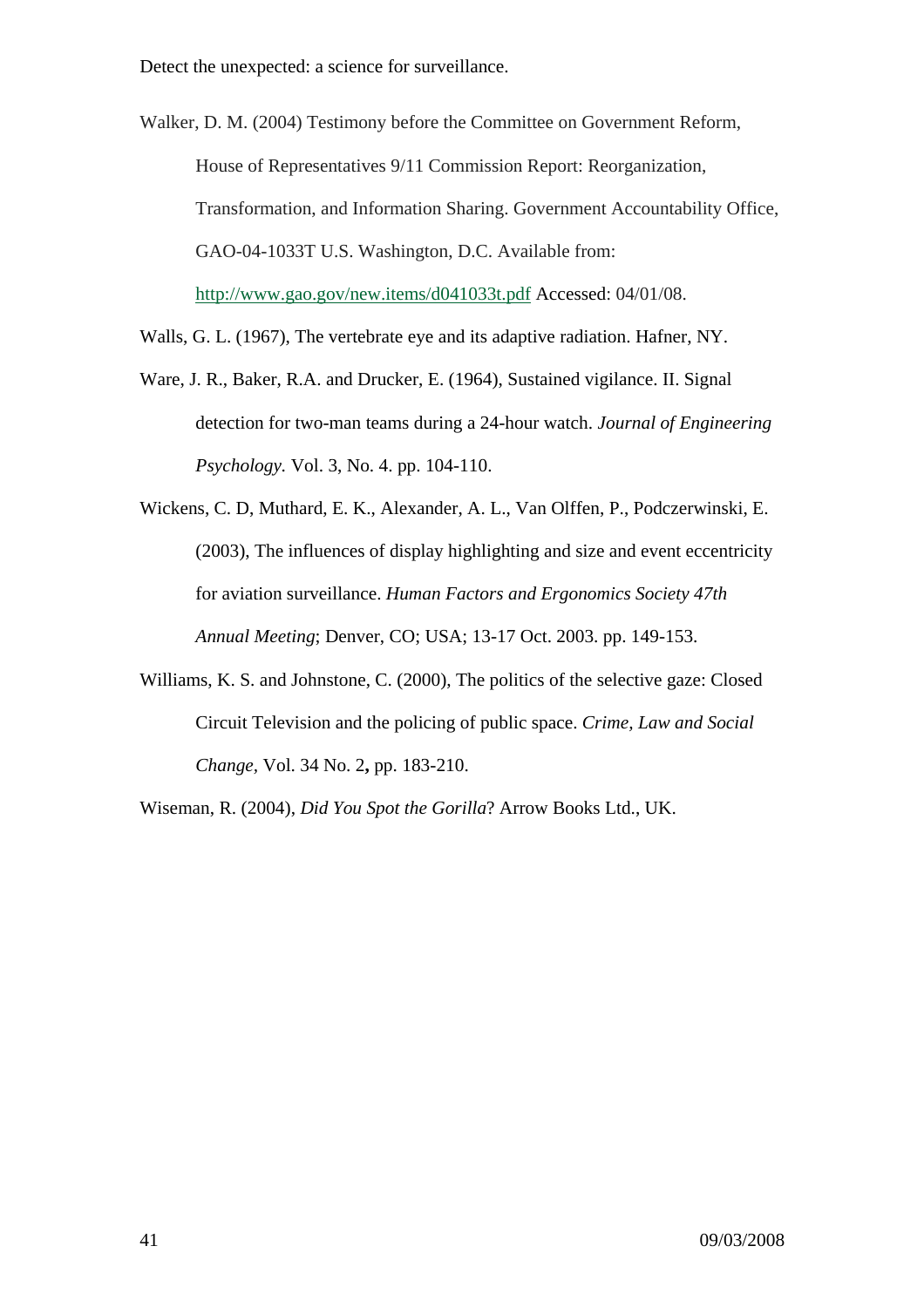Walker, D. M. (2004) Testimony before the Committee on Government Reform, House of Representatives 9/11 Commission Report: Reorganization, Transformation, and Information Sharing. Government Accountability Office, GAO-04-1033T U.S. Washington, D.C. Available from: http://www.gao.gov/new.items/d041033t.pdf Accessed: 04/01/08.

Walls, G. L. (1967), The vertebrate eye and its adaptive radiation. Hafner, NY.

Ware, J. R., Baker, R.A. and Drucker, E. (1964), Sustained vigilance. II. Signal detection for two-man teams during a 24-hour watch. *Journal of Engineering Psychology.* Vol. 3, No. 4. pp. 104-110.

Wickens, C. D, Muthard, E. K., Alexander, A. L., Van Olffen, P., Podczerwinski, E. (2003), The influences of display highlighting and size and event eccentricity for aviation surveillance. *Human Factors and Ergonomics Society 47th Annual Meeting*; Denver, CO; USA; 13-17 Oct. 2003. pp. 149-153.

Williams, K. S. and Johnstone, C. (2000), The politics of the selective gaze: Closed Circuit Television and the policing of public space. *Crime, Law and Social Change,* Vol. 34 No. 2**,** pp. 183-210.

Wiseman, R. (2004), *Did You Spot the Gorilla*? Arrow Books Ltd., UK.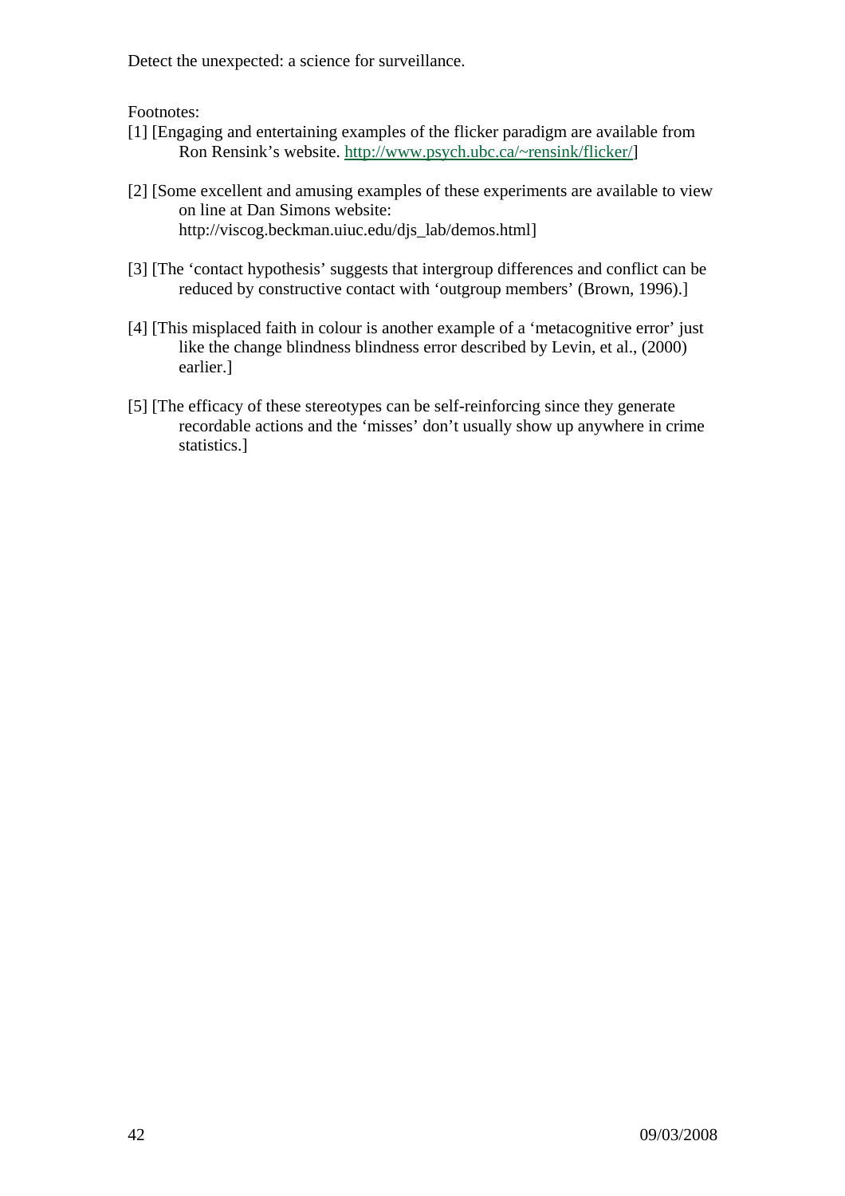Footnotes:

[1] [Engaging and entertaining examples of the flicker paradigm are available from Ron Rensink's website. http://www.psych.ubc.ca/~rensink/flicker/]

[2] [Some excellent and amusing examples of these experiments are available to view on line at Dan Simons website: http://viscog.beckman.uiuc.edu/djs_lab/demos.html]

[3] [The 'contact hypothesis' suggests that intergroup differences and conflict can be reduced by constructive contact with 'outgroup members' (Brown, 1996).]

[4] [This misplaced faith in colour is another example of a 'metacognitive error' just like the change blindness blindness error described by Levin, et al., (2000) earlier.]

[5] [The efficacy of these stereotypes can be self-reinforcing since they generate recordable actions and the 'misses' don't usually show up anywhere in crime statistics.]